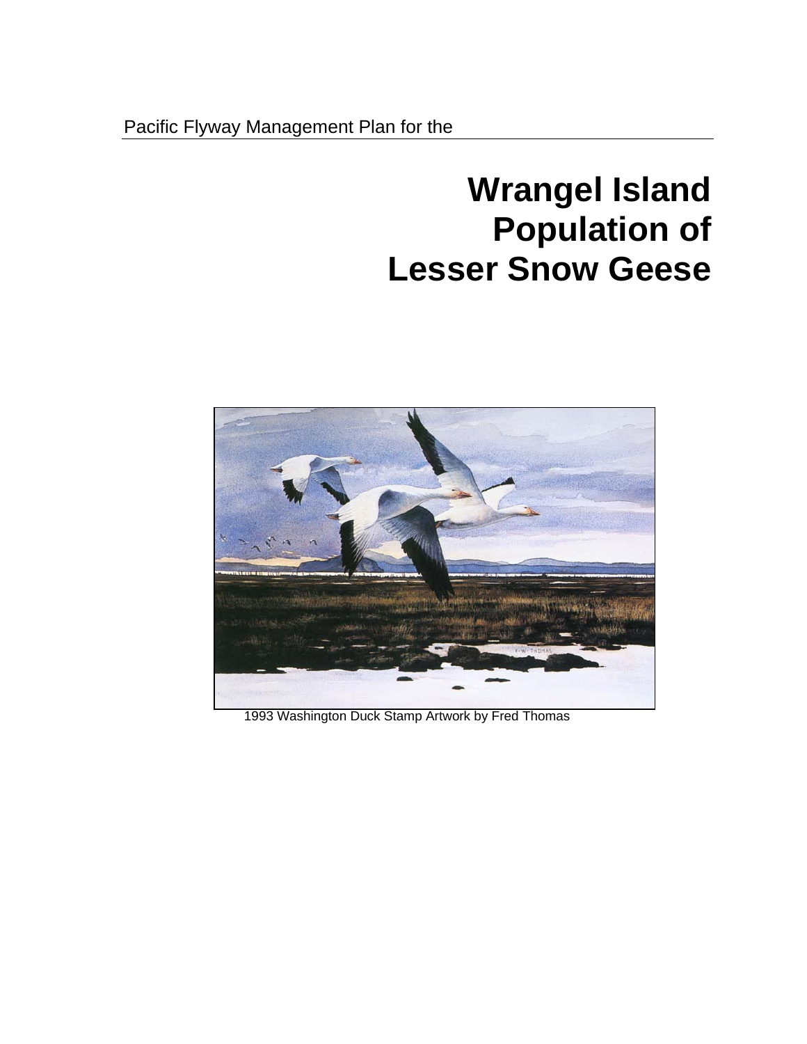Pacific Flyway Management Plan for the

# Wrangel Island Population of Lesser Snow Geese

1993 Washington Duck Stamp Artwork by Fred Thomas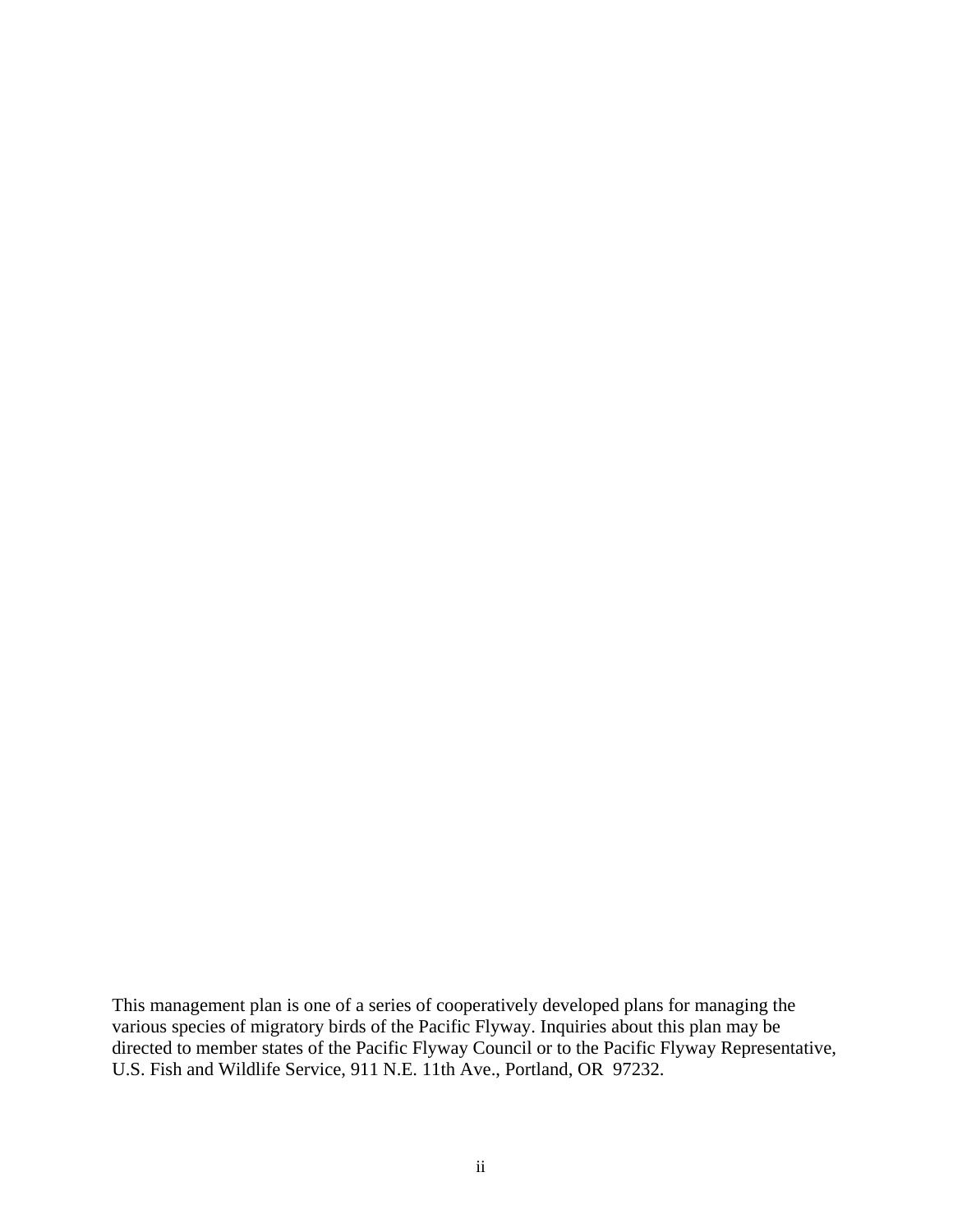This management plan is one of a series of cooperatively developed plans for managing the various species of migratory birds of the Pacific Flyway. Inquiries about this plan may be directed to member states of the Pacific Flyway Council or to the Pacific Flyway Representative, U.S. Fish and Wildlife Service, 911 N.E. 11th Ave., Portland, OR 97232.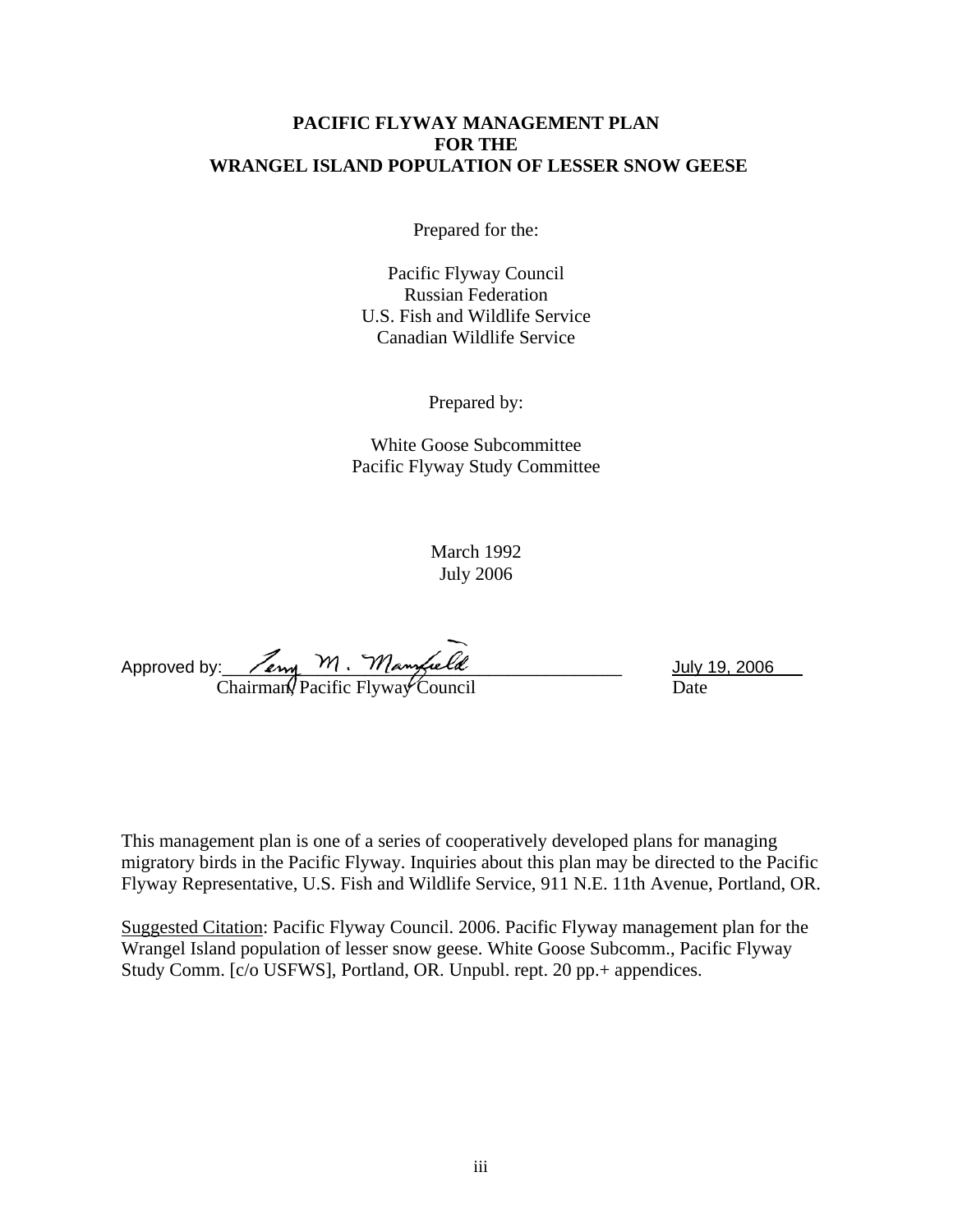# PACIFIC FLYWAY MANAGEMENT PLAN FOR THE WRANGEL ISLAND POPULATION OF LESSER SNOW GEESE

Prepared for the:

Pacific Flyway Council
Russian Federation
U.S. Fish and Wildlife Service
Canadian Wildlife Service

Prepared by:

White Goose Subcommittee
Pacific Flyway Study Committee

March 1992
July 2006

Approved by: Terry M. Mansfield — July 19, 2006
Chairman, Pacific Flyway Council — Date

This management plan is one of a series of cooperatively developed plans for managing migratory birds in the Pacific Flyway. Inquiries about this plan may be directed to the Pacific Flyway Representative, U.S. Fish and Wildlife Service, 911 N.E. 11th Avenue, Portland, OR.

Suggested Citation: Pacific Flyway Council. 2006. Pacific Flyway management plan for the Wrangel Island population of lesser snow geese. White Goose Subcomm., Pacific Flyway Study Comm. [c/o USFWS], Portland, OR. Unpubl. rept. 20 pp.+ appendices.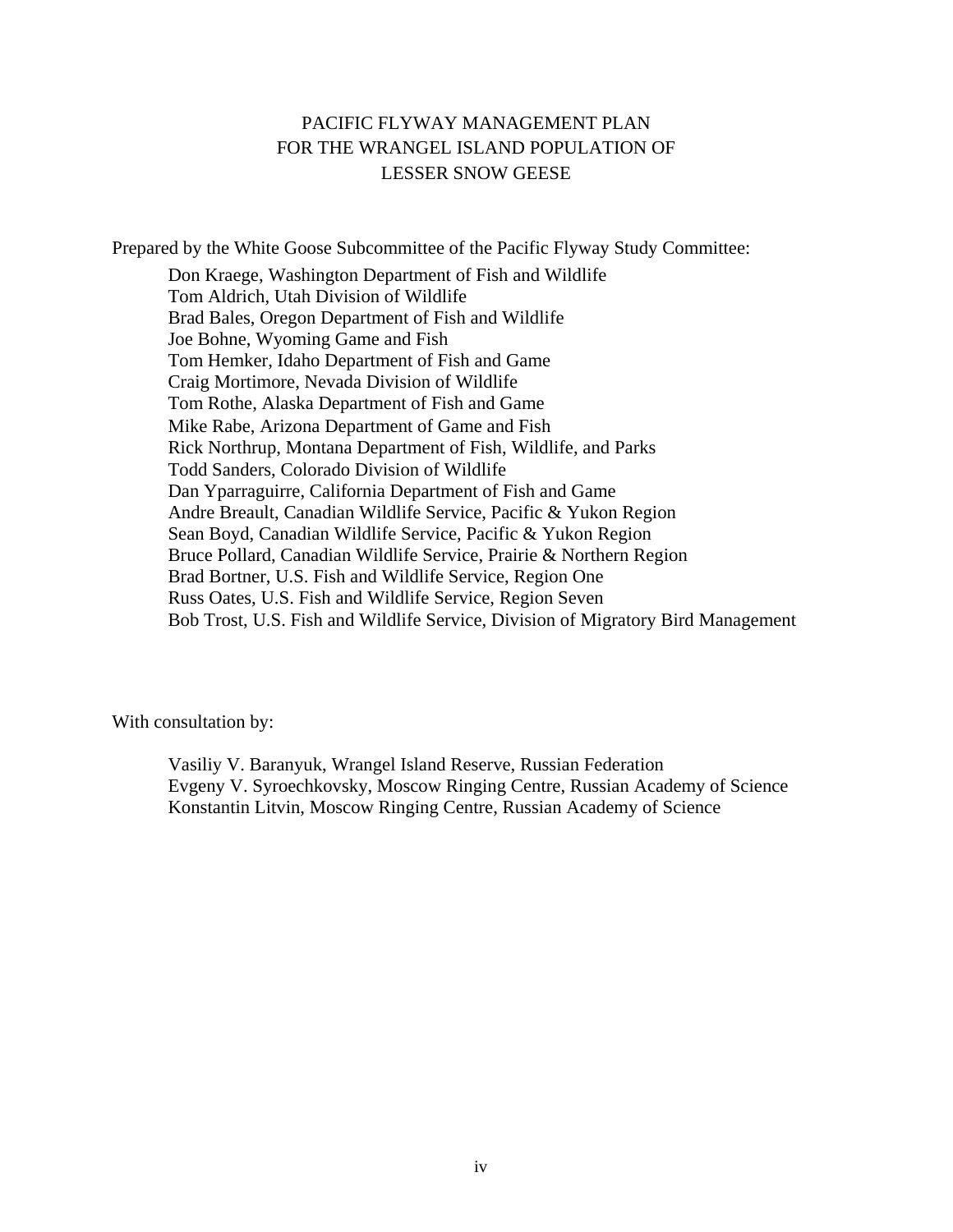# PACIFIC FLYWAY MANAGEMENT PLAN FOR THE WRANGEL ISLAND POPULATION OF LESSER SNOW GEESE

Prepared by the White Goose Subcommittee of the Pacific Flyway Study Committee:

Don Kraege, Washington Department of Fish and Wildlife
Tom Aldrich, Utah Division of Wildlife
Brad Bales, Oregon Department of Fish and Wildlife
Joe Bohne, Wyoming Game and Fish
Tom Hemker, Idaho Department of Fish and Game
Craig Mortimore, Nevada Division of Wildlife
Tom Rothe, Alaska Department of Fish and Game
Mike Rabe, Arizona Department of Game and Fish
Rick Northrup, Montana Department of Fish, Wildlife, and Parks
Todd Sanders, Colorado Division of Wildlife
Dan Yparraguirre, California Department of Fish and Game
Andre Breault, Canadian Wildlife Service, Pacific & Yukon Region
Sean Boyd, Canadian Wildlife Service, Pacific & Yukon Region
Bruce Pollard, Canadian Wildlife Service, Prairie & Northern Region
Brad Bortner, U.S. Fish and Wildlife Service, Region One
Russ Oates, U.S. Fish and Wildlife Service, Region Seven
Bob Trost, U.S. Fish and Wildlife Service, Division of Migratory Bird Management

With consultation by:

Vasiliy V. Baranyuk, Wrangel Island Reserve, Russian Federation
Evgeny V. Syroechkovsky, Moscow Ringing Centre, Russian Academy of Science
Konstantin Litvin, Moscow Ringing Centre, Russian Academy of Science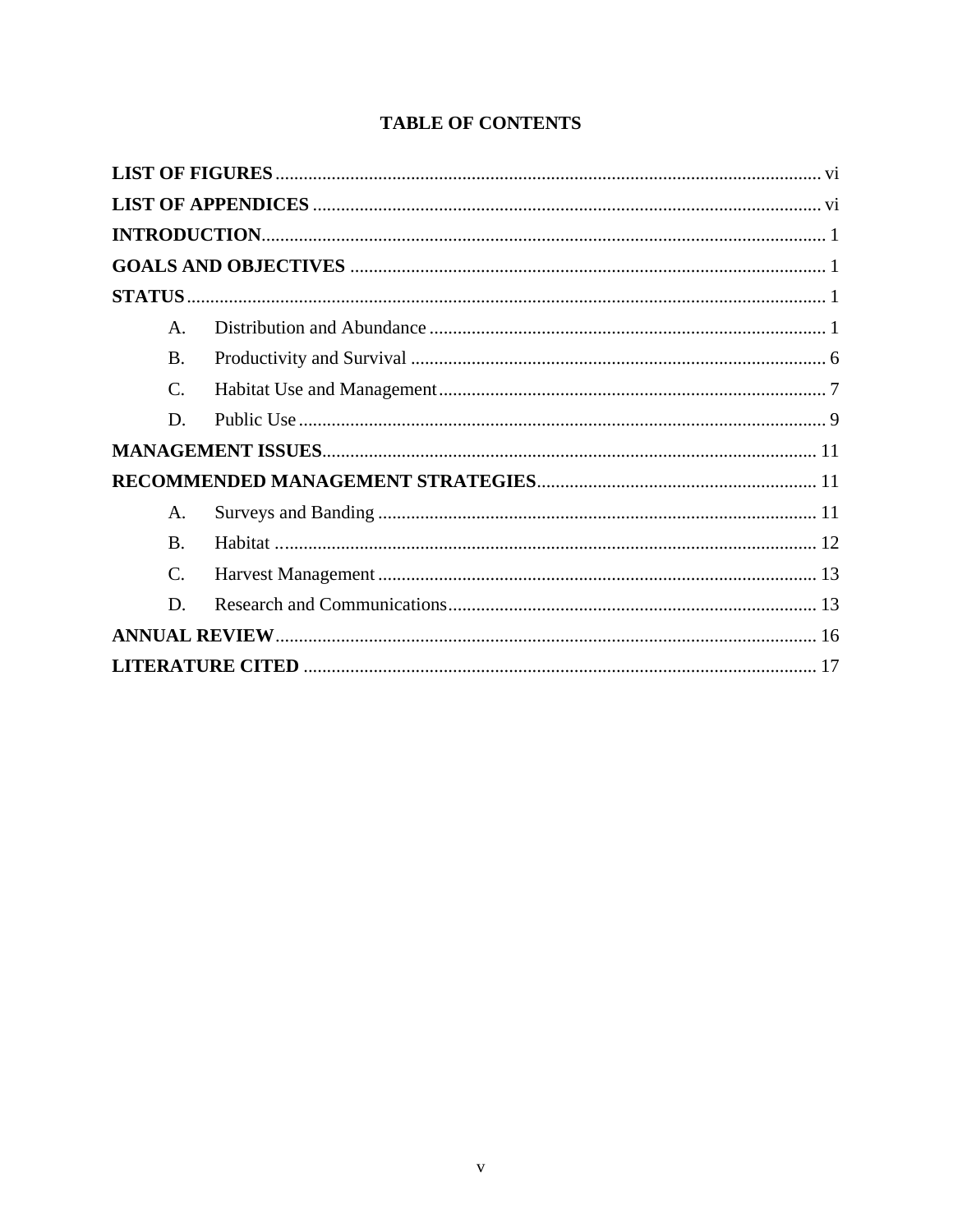# TABLE OF CONTENTS

**LIST OF FIGURES** ..... vi

**LIST OF APPENDICES** ..... vi

**INTRODUCTION** ..... 1

**GOALS AND OBJECTIVES** ..... 1

**STATUS** ..... 1

- A. Distribution and Abundance ..... 1
- B. Productivity and Survival ..... 6
- C. Habitat Use and Management ..... 7
- D. Public Use ..... 9

**MANAGEMENT ISSUES** ..... 11

**RECOMMENDED MANAGEMENT STRATEGIES** ..... 11

- A. Surveys and Banding ..... 11
- B. Habitat ..... 12
- C. Harvest Management ..... 13
- D. Research and Communications ..... 13

**ANNUAL REVIEW** ..... 16

**LITERATURE CITED** ..... 17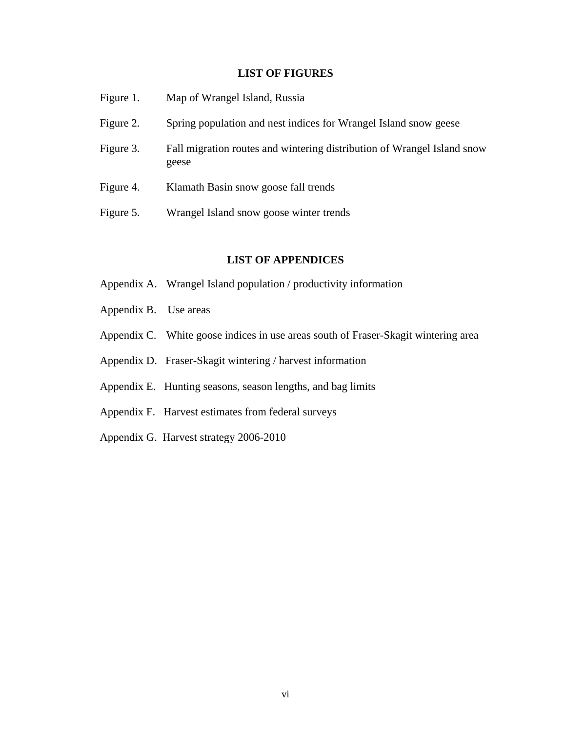## LIST OF FIGURES

Figure 1. Map of Wrangel Island, Russia

Figure 2. Spring population and nest indices for Wrangel Island snow geese

Figure 3. Fall migration routes and wintering distribution of Wrangel Island snow geese

Figure 4. Klamath Basin snow goose fall trends

Figure 5. Wrangel Island snow goose winter trends

## LIST OF APPENDICES

Appendix A. Wrangel Island population / productivity information

Appendix B. Use areas

Appendix C. White goose indices in use areas south of Fraser-Skagit wintering area

Appendix D. Fraser-Skagit wintering / harvest information

Appendix E. Hunting seasons, season lengths, and bag limits

Appendix F. Harvest estimates from federal surveys

Appendix G. Harvest strategy 2006-2010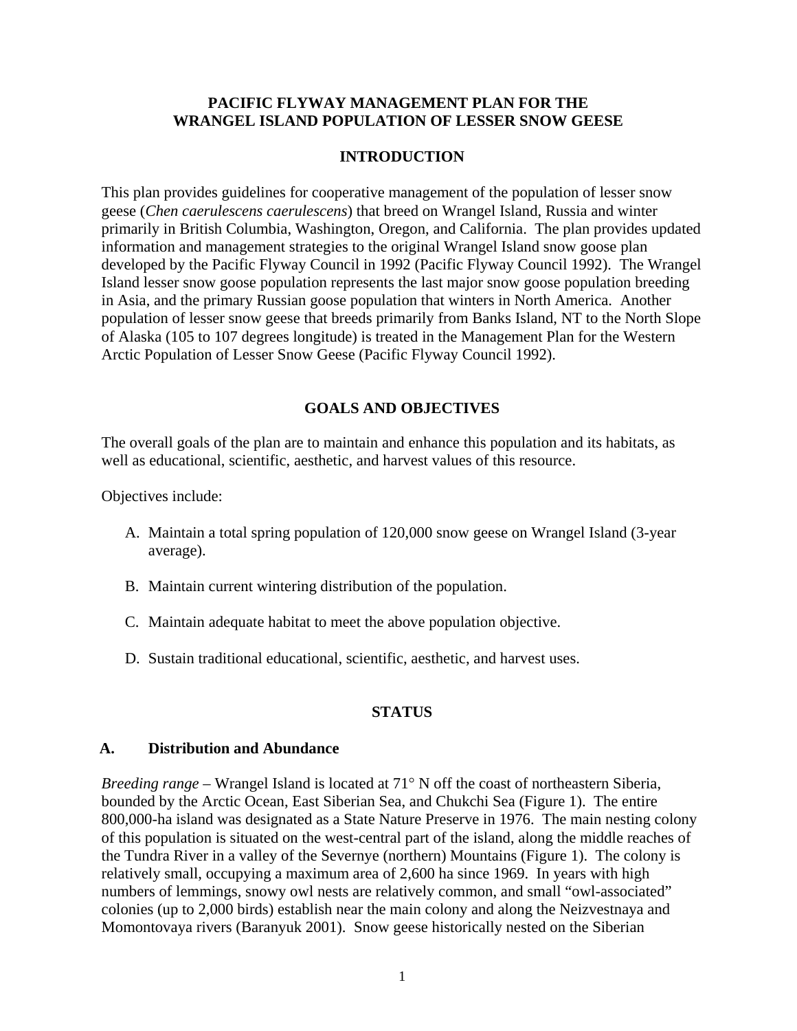# PACIFIC FLYWAY MANAGEMENT PLAN FOR THE WRANGEL ISLAND POPULATION OF LESSER SNOW GEESE

## INTRODUCTION

This plan provides guidelines for cooperative management of the population of lesser snow geese (*Chen caerulescens caerulescens*) that breed on Wrangel Island, Russia and winter primarily in British Columbia, Washington, Oregon, and California. The plan provides updated information and management strategies to the original Wrangel Island snow goose plan developed by the Pacific Flyway Council in 1992 (Pacific Flyway Council 1992). The Wrangel Island lesser snow goose population represents the last major snow goose population breeding in Asia, and the primary Russian goose population that winters in North America. Another population of lesser snow geese that breeds primarily from Banks Island, NT to the North Slope of Alaska (105 to 107 degrees longitude) is treated in the Management Plan for the Western Arctic Population of Lesser Snow Geese (Pacific Flyway Council 1992).

## GOALS AND OBJECTIVES

The overall goals of the plan are to maintain and enhance this population and its habitats, as well as educational, scientific, aesthetic, and harvest values of this resource.

Objectives include:

A. Maintain a total spring population of 120,000 snow geese on Wrangel Island (3-year average).

B. Maintain current wintering distribution of the population.

C. Maintain adequate habitat to meet the above population objective.

D. Sustain traditional educational, scientific, aesthetic, and harvest uses.

## STATUS

### A. Distribution and Abundance

*Breeding range* – Wrangel Island is located at 71° N off the coast of northeastern Siberia, bounded by the Arctic Ocean, East Siberian Sea, and Chukchi Sea (Figure 1). The entire 800,000-ha island was designated as a State Nature Preserve in 1976. The main nesting colony of this population is situated on the west-central part of the island, along the middle reaches of the Tundra River in a valley of the Severnye (northern) Mountains (Figure 1). The colony is relatively small, occupying a maximum area of 2,600 ha since 1969. In years with high numbers of lemmings, snowy owl nests are relatively common, and small "owl-associated" colonies (up to 2,000 birds) establish near the main colony and along the Neizvestnaya and Momontovaya rivers (Baranyuk 2001). Snow geese historically nested on the Siberian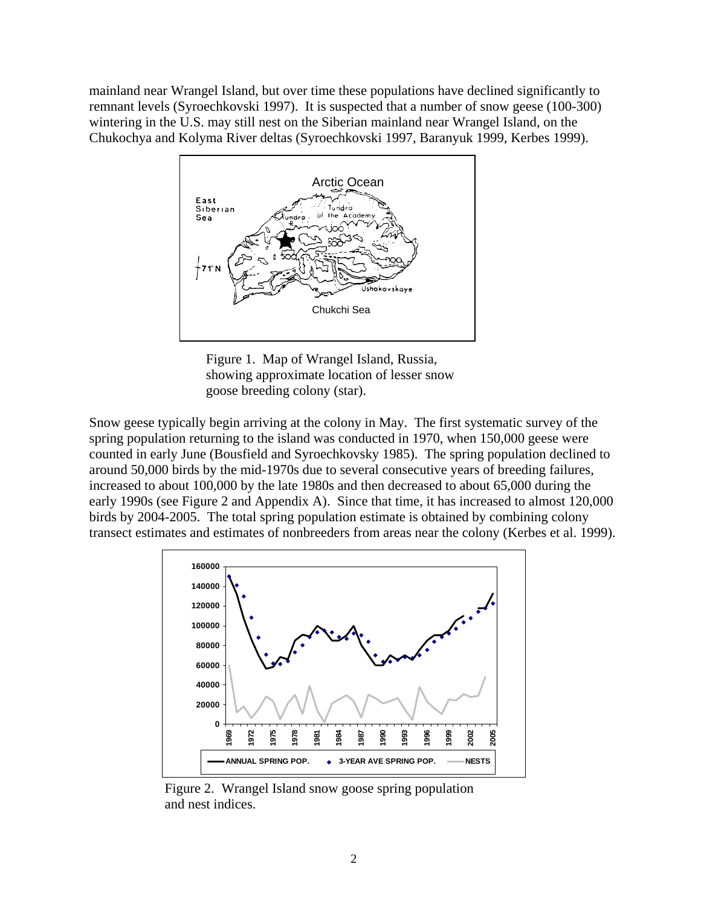mainland near Wrangel Island, but over time these populations have declined significantly to remnant levels (Syroechkovski 1997). It is suspected that a number of snow geese (100-300) wintering in the U.S. may still nest on the Siberian mainland near Wrangel Island, on the Chukochya and Kolyma River deltas (Syroechkovski 1997, Baranyuk 1999, Kerbes 1999).

Figure 1. Map of Wrangel Island, Russia, showing approximate location of lesser snow goose breeding colony (star).

Snow geese typically begin arriving at the colony in May. The first systematic survey of the spring population returning to the island was conducted in 1970, when 150,000 geese were counted in early June (Bousfield and Syroechkovsky 1985). The spring population declined to around 50,000 birds by the mid-1970s due to several consecutive years of breeding failures, increased to about 100,000 by the late 1980s and then decreased to about 65,000 during the early 1990s (see Figure 2 and Appendix A). Since that time, it has increased to almost 120,000 birds by 2004-2005. The total spring population estimate is obtained by combining colony transect estimates and estimates of nonbreeders from areas near the colony (Kerbes et al. 1999).

Figure 2. Wrangel Island snow goose spring population and nest indices.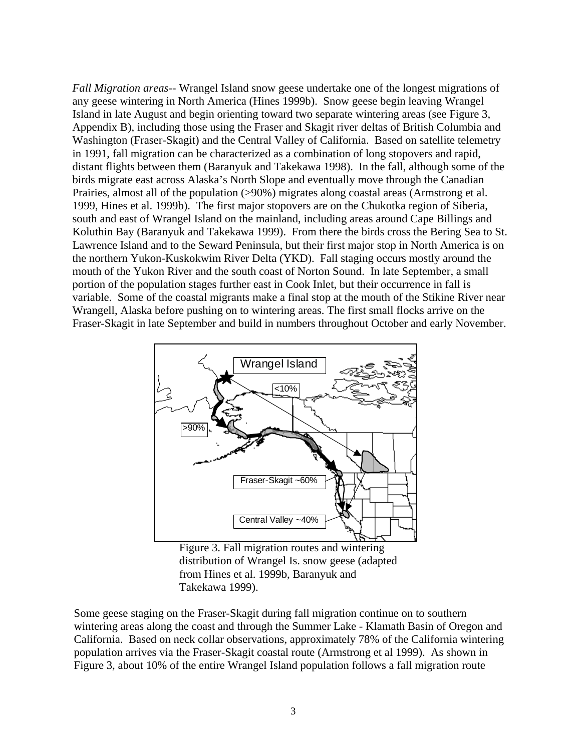*Fall Migration areas*-- Wrangel Island snow geese undertake one of the longest migrations of any geese wintering in North America (Hines 1999b). Snow geese begin leaving Wrangel Island in late August and begin orienting toward two separate wintering areas (see Figure 3, Appendix B), including those using the Fraser and Skagit river deltas of British Columbia and Washington (Fraser-Skagit) and the Central Valley of California. Based on satellite telemetry in 1991, fall migration can be characterized as a combination of long stopovers and rapid, distant flights between them (Baranyuk and Takekawa 1998). In the fall, although some of the birds migrate east across Alaska's North Slope and eventually move through the Canadian Prairies, almost all of the population (>90%) migrates along coastal areas (Armstrong et al. 1999, Hines et al. 1999b). The first major stopovers are on the Chukotka region of Siberia, south and east of Wrangel Island on the mainland, including areas around Cape Billings and Koluthin Bay (Baranyuk and Takekawa 1999). From there the birds cross the Bering Sea to St. Lawrence Island and to the Seward Peninsula, but their first major stop in North America is on the northern Yukon-Kuskokwim River Delta (YKD). Fall staging occurs mostly around the mouth of the Yukon River and the south coast of Norton Sound. In late September, a small portion of the population stages further east in Cook Inlet, but their occurrence in fall is variable. Some of the coastal migrants make a final stop at the mouth of the Stikine River near Wrangell, Alaska before pushing on to wintering areas. The first small flocks arrive on the Fraser-Skagit in late September and build in numbers throughout October and early November.

Figure 3. Fall migration routes and wintering distribution of Wrangel Is. snow geese (adapted from Hines et al. 1999b, Baranyuk and Takekawa 1999).

Some geese staging on the Fraser-Skagit during fall migration continue on to southern wintering areas along the coast and through the Summer Lake - Klamath Basin of Oregon and California. Based on neck collar observations, approximately 78% of the California wintering population arrives via the Fraser-Skagit coastal route (Armstrong et al 1999). As shown in Figure 3, about 10% of the entire Wrangel Island population follows a fall migration route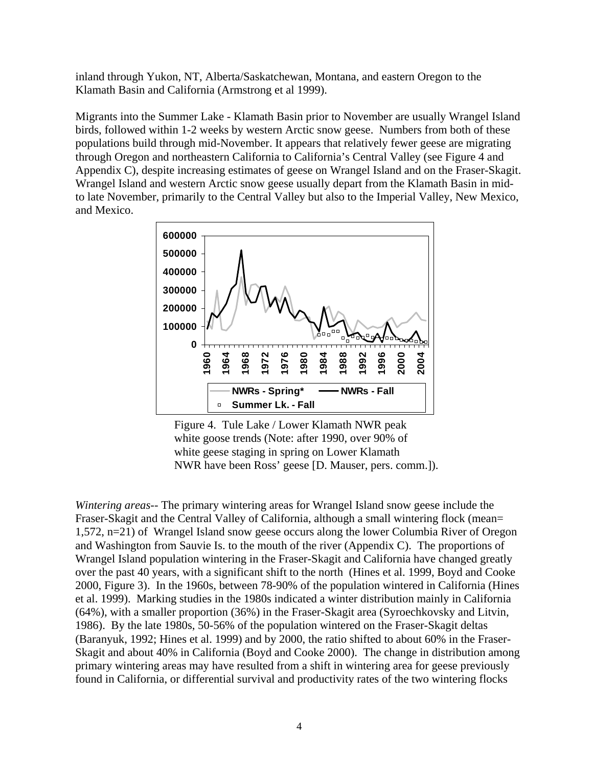inland through Yukon, NT, Alberta/Saskatchewan, Montana, and eastern Oregon to the Klamath Basin and California (Armstrong et al 1999).

Migrants into the Summer Lake - Klamath Basin prior to November are usually Wrangel Island birds, followed within 1-2 weeks by western Arctic snow geese. Numbers from both of these populations build through mid-November. It appears that relatively fewer geese are migrating through Oregon and northeastern California to California's Central Valley (see Figure 4 and Appendix C), despite increasing estimates of geese on Wrangel Island and on the Fraser-Skagit. Wrangel Island and western Arctic snow geese usually depart from the Klamath Basin in mid- to late November, primarily to the Central Valley but also to the Imperial Valley, New Mexico, and Mexico.

Figure 4. Tule Lake / Lower Klamath NWR peak white goose trends (Note: after 1990, over 90% of white geese staging in spring on Lower Klamath NWR have been Ross' geese [D. Mauser, pers. comm.]).

*Wintering areas*-- The primary wintering areas for Wrangel Island snow geese include the Fraser-Skagit and the Central Valley of California, although a small wintering flock (mean= 1,572, n=21) of Wrangel Island snow geese occurs along the lower Columbia River of Oregon and Washington from Sauvie Is. to the mouth of the river (Appendix C). The proportions of Wrangel Island population wintering in the Fraser-Skagit and California have changed greatly over the past 40 years, with a significant shift to the north (Hines et al. 1999, Boyd and Cooke 2000, Figure 3). In the 1960s, between 78-90% of the population wintered in California (Hines et al. 1999). Marking studies in the 1980s indicated a winter distribution mainly in California (64%), with a smaller proportion (36%) in the Fraser-Skagit area (Syroechkovsky and Litvin, 1986). By the late 1980s, 50-56% of the population wintered on the Fraser-Skagit deltas (Baranyuk, 1992; Hines et al. 1999) and by 2000, the ratio shifted to about 60% in the Fraser-Skagit and about 40% in California (Boyd and Cooke 2000). The change in distribution among primary wintering areas may have resulted from a shift in wintering area for geese previously found in California, or differential survival and productivity rates of the two wintering flocks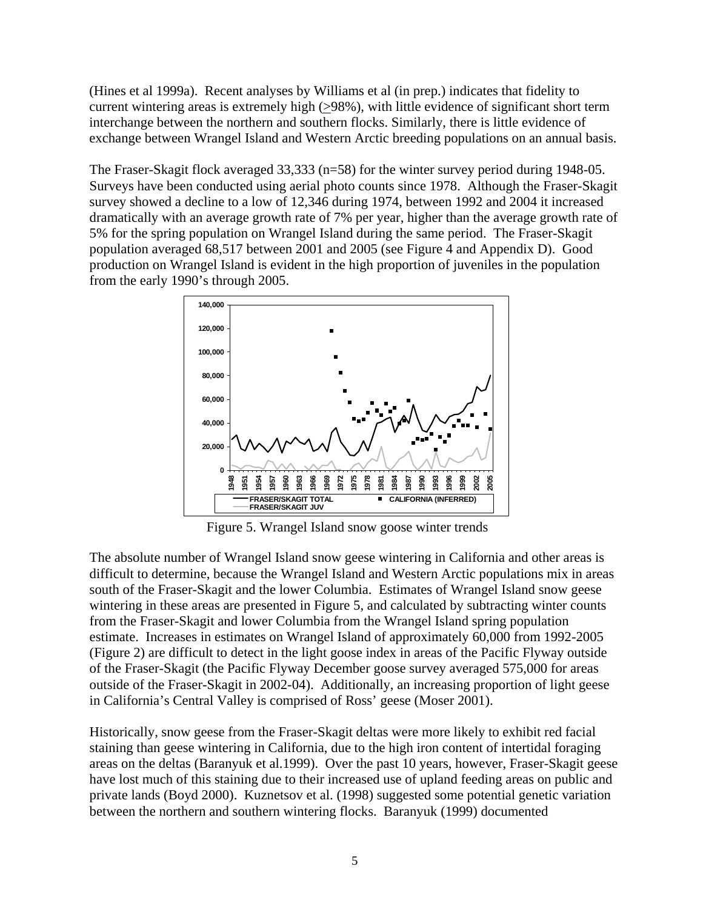(Hines et al 1999a). Recent analyses by Williams et al (in prep.) indicates that fidelity to current wintering areas is extremely high (≥98%), with little evidence of significant short term interchange between the northern and southern flocks. Similarly, there is little evidence of exchange between Wrangel Island and Western Arctic breeding populations on an annual basis.

The Fraser-Skagit flock averaged 33,333 (n=58) for the winter survey period during 1948-05. Surveys have been conducted using aerial photo counts since 1978. Although the Fraser-Skagit survey showed a decline to a low of 12,346 during 1974, between 1992 and 2004 it increased dramatically with an average growth rate of 7% per year, higher than the average growth rate of 5% for the spring population on Wrangel Island during the same period. The Fraser-Skagit population averaged 68,517 between 2001 and 2005 (see Figure 4 and Appendix D). Good production on Wrangel Island is evident in the high proportion of juveniles in the population from the early 1990's through 2005.

Figure 5. Wrangel Island snow goose winter trends

The absolute number of Wrangel Island snow geese wintering in California and other areas is difficult to determine, because the Wrangel Island and Western Arctic populations mix in areas south of the Fraser-Skagit and the lower Columbia. Estimates of Wrangel Island snow geese wintering in these areas are presented in Figure 5, and calculated by subtracting winter counts from the Fraser-Skagit and lower Columbia from the Wrangel Island spring population estimate. Increases in estimates on Wrangel Island of approximately 60,000 from 1992-2005 (Figure 2) are difficult to detect in the light goose index in areas of the Pacific Flyway outside of the Fraser-Skagit (the Pacific Flyway December goose survey averaged 575,000 for areas outside of the Fraser-Skagit in 2002-04). Additionally, an increasing proportion of light geese in California's Central Valley is comprised of Ross' geese (Moser 2001).

Historically, snow geese from the Fraser-Skagit deltas were more likely to exhibit red facial staining than geese wintering in California, due to the high iron content of intertidal foraging areas on the deltas (Baranyuk et al.1999). Over the past 10 years, however, Fraser-Skagit geese have lost much of this staining due to their increased use of upland feeding areas on public and private lands (Boyd 2000). Kuznetsov et al. (1998) suggested some potential genetic variation between the northern and southern wintering flocks. Baranyuk (1999) documented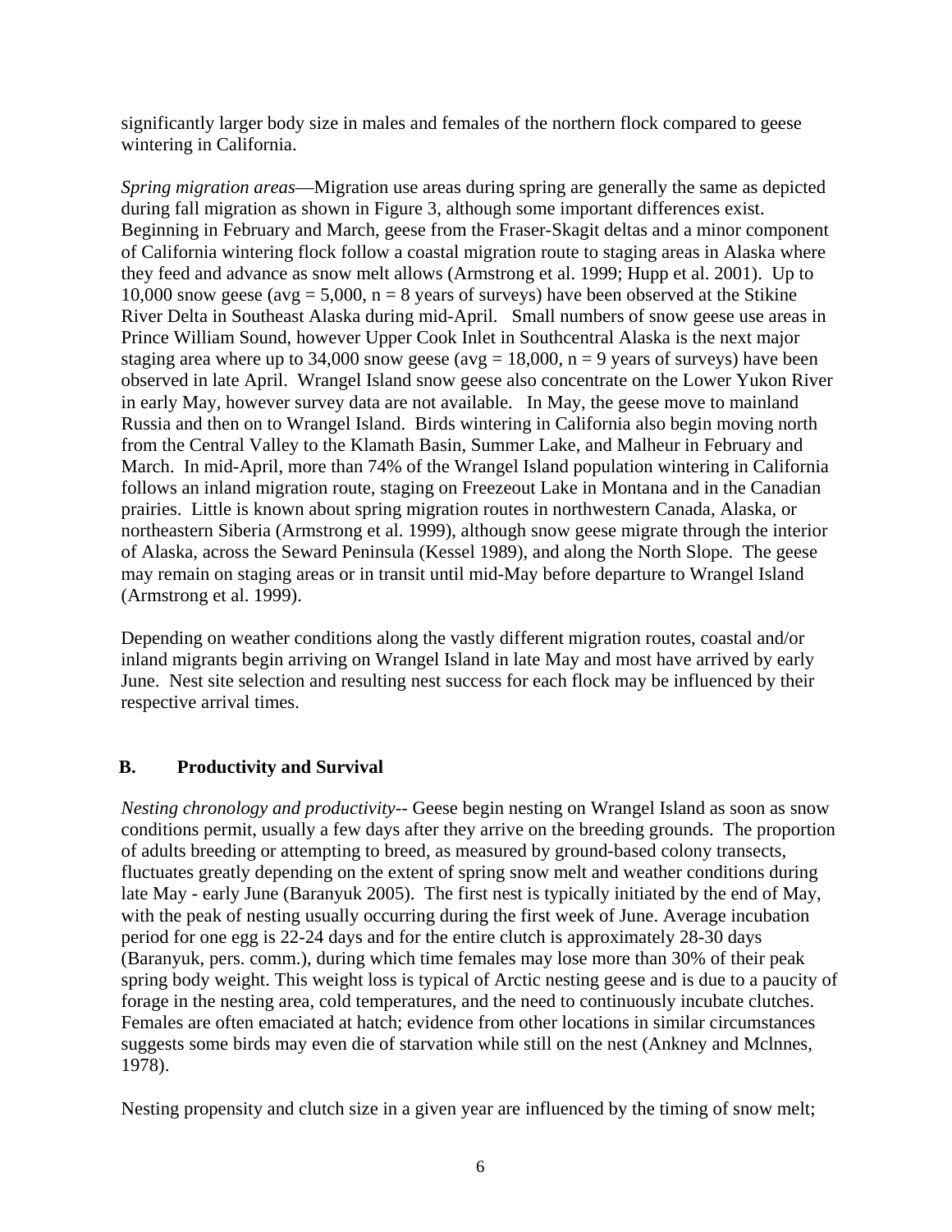significantly larger body size in males and females of the northern flock compared to geese wintering in California.

*Spring migration areas*—Migration use areas during spring are generally the same as depicted during fall migration as shown in Figure 3, although some important differences exist. Beginning in February and March, geese from the Fraser-Skagit deltas and a minor component of California wintering flock follow a coastal migration route to staging areas in Alaska where they feed and advance as snow melt allows (Armstrong et al. 1999; Hupp et al. 2001). Up to 10,000 snow geese (avg = 5,000, n = 8 years of surveys) have been observed at the Stikine River Delta in Southeast Alaska during mid-April. Small numbers of snow geese use areas in Prince William Sound, however Upper Cook Inlet in Southcentral Alaska is the next major staging area where up to 34,000 snow geese (avg = 18,000, n = 9 years of surveys) have been observed in late April. Wrangel Island snow geese also concentrate on the Lower Yukon River in early May, however survey data are not available. In May, the geese move to mainland Russia and then on to Wrangel Island. Birds wintering in California also begin moving north from the Central Valley to the Klamath Basin, Summer Lake, and Malheur in February and March. In mid-April, more than 74% of the Wrangel Island population wintering in California follows an inland migration route, staging on Freezeout Lake in Montana and in the Canadian prairies. Little is known about spring migration routes in northwestern Canada, Alaska, or northeastern Siberia (Armstrong et al. 1999), although snow geese migrate through the interior of Alaska, across the Seward Peninsula (Kessel 1989), and along the North Slope. The geese may remain on staging areas or in transit until mid-May before departure to Wrangel Island (Armstrong et al. 1999).

Depending on weather conditions along the vastly different migration routes, coastal and/or inland migrants begin arriving on Wrangel Island in late May and most have arrived by early June. Nest site selection and resulting nest success for each flock may be influenced by their respective arrival times.

## B. Productivity and Survival

*Nesting chronology and productivity*-- Geese begin nesting on Wrangel Island as soon as snow conditions permit, usually a few days after they arrive on the breeding grounds. The proportion of adults breeding or attempting to breed, as measured by ground-based colony transects, fluctuates greatly depending on the extent of spring snow melt and weather conditions during late May - early June (Baranyuk 2005). The first nest is typically initiated by the end of May, with the peak of nesting usually occurring during the first week of June. Average incubation period for one egg is 22-24 days and for the entire clutch is approximately 28-30 days (Baranyuk, pers. comm.), during which time females may lose more than 30% of their peak spring body weight. This weight loss is typical of Arctic nesting geese and is due to a paucity of forage in the nesting area, cold temperatures, and the need to continuously incubate clutches. Females are often emaciated at hatch; evidence from other locations in similar circumstances suggests some birds may even die of starvation while still on the nest (Ankney and Mclnnes, 1978).

Nesting propensity and clutch size in a given year are influenced by the timing of snow melt;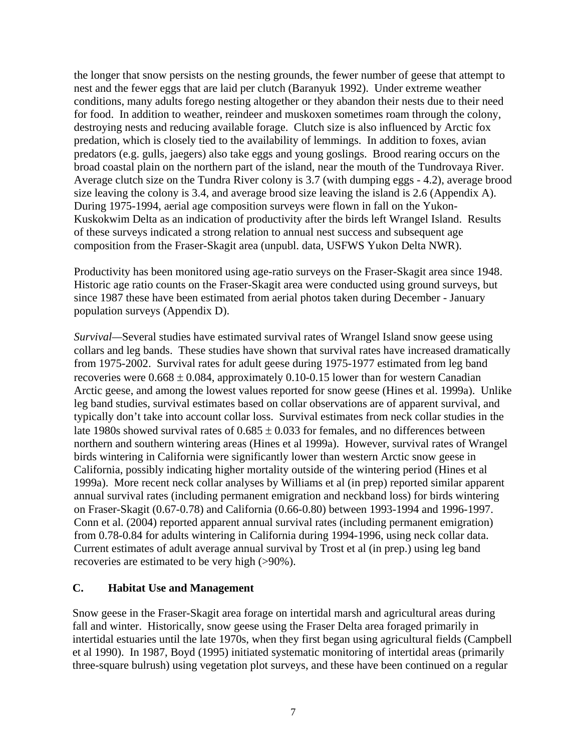the longer that snow persists on the nesting grounds, the fewer number of geese that attempt to nest and the fewer eggs that are laid per clutch (Baranyuk 1992). Under extreme weather conditions, many adults forego nesting altogether or they abandon their nests due to their need for food. In addition to weather, reindeer and muskoxen sometimes roam through the colony, destroying nests and reducing available forage. Clutch size is also influenced by Arctic fox predation, which is closely tied to the availability of lemmings. In addition to foxes, avian predators (e.g. gulls, jaegers) also take eggs and young goslings. Brood rearing occurs on the broad coastal plain on the northern part of the island, near the mouth of the Tundrovaya River. Average clutch size on the Tundra River colony is 3.7 (with dumping eggs - 4.2), average brood size leaving the colony is 3.4, and average brood size leaving the island is 2.6 (Appendix A). During 1975-1994, aerial age composition surveys were flown in fall on the Yukon-Kuskokwim Delta as an indication of productivity after the birds left Wrangel Island. Results of these surveys indicated a strong relation to annual nest success and subsequent age composition from the Fraser-Skagit area (unpubl. data, USFWS Yukon Delta NWR).

Productivity has been monitored using age-ratio surveys on the Fraser-Skagit area since 1948. Historic age ratio counts on the Fraser-Skagit area were conducted using ground surveys, but since 1987 these have been estimated from aerial photos taken during December - January population surveys (Appendix D).

*Survival*—Several studies have estimated survival rates of Wrangel Island snow geese using collars and leg bands. These studies have shown that survival rates have increased dramatically from 1975-2002. Survival rates for adult geese during 1975-1977 estimated from leg band recoveries were $0.668 \pm 0.084$, approximately 0.10-0.15 lower than for western Canadian Arctic geese, and among the lowest values reported for snow geese (Hines et al. 1999a). Unlike leg band studies, survival estimates based on collar observations are of apparent survival, and typically don't take into account collar loss. Survival estimates from neck collar studies in the late 1980s showed survival rates of $0.685 \pm 0.033$ for females, and no differences between northern and southern wintering areas (Hines et al 1999a). However, survival rates of Wrangel birds wintering in California were significantly lower than western Arctic snow geese in California, possibly indicating higher mortality outside of the wintering period (Hines et al 1999a). More recent neck collar analyses by Williams et al (in prep) reported similar apparent annual survival rates (including permanent emigration and neckband loss) for birds wintering on Fraser-Skagit (0.67-0.78) and California (0.66-0.80) between 1993-1994 and 1996-1997. Conn et al. (2004) reported apparent annual survival rates (including permanent emigration) from 0.78-0.84 for adults wintering in California during 1994-1996, using neck collar data. Current estimates of adult average annual survival by Trost et al (in prep.) using leg band recoveries are estimated to be very high (>90%).

### C. Habitat Use and Management

Snow geese in the Fraser-Skagit area forage on intertidal marsh and agricultural areas during fall and winter. Historically, snow geese using the Fraser Delta area foraged primarily in intertidal estuaries until the late 1970s, when they first began using agricultural fields (Campbell et al 1990). In 1987, Boyd (1995) initiated systematic monitoring of intertidal areas (primarily three-square bulrush) using vegetation plot surveys, and these have been continued on a regular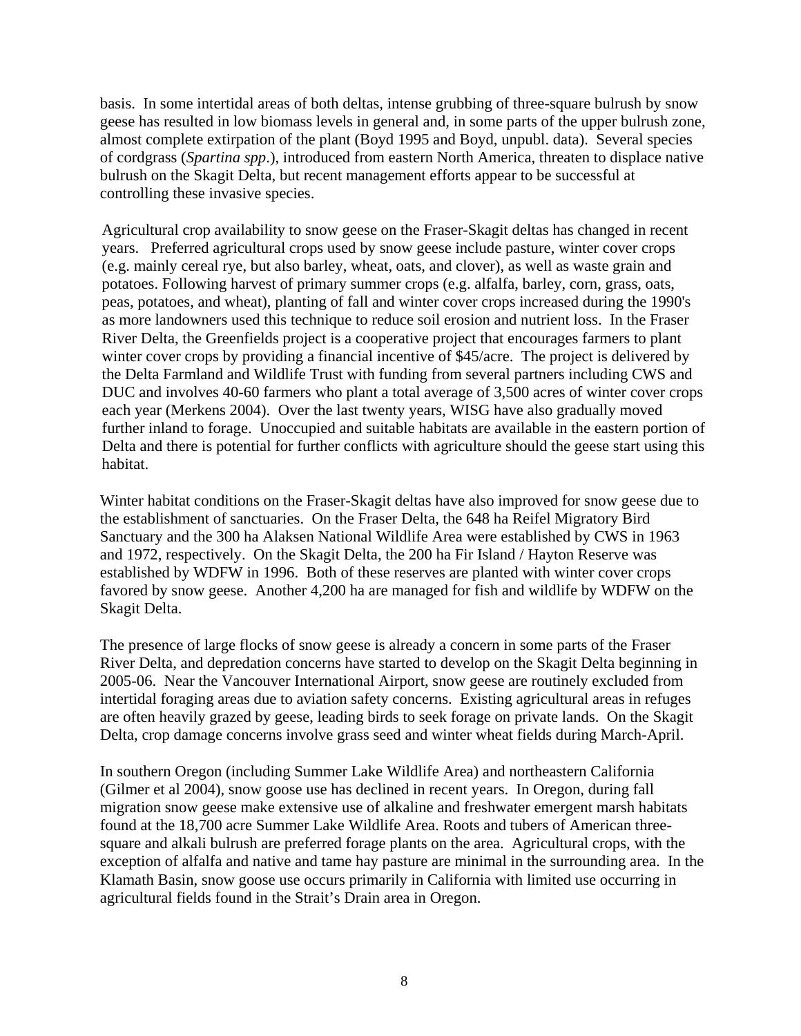basis. In some intertidal areas of both deltas, intense grubbing of three-square bulrush by snow geese has resulted in low biomass levels in general and, in some parts of the upper bulrush zone, almost complete extirpation of the plant (Boyd 1995 and Boyd, unpubl. data). Several species of cordgrass (*Spartina spp*.), introduced from eastern North America, threaten to displace native bulrush on the Skagit Delta, but recent management efforts appear to be successful at controlling these invasive species.

Agricultural crop availability to snow geese on the Fraser-Skagit deltas has changed in recent years. Preferred agricultural crops used by snow geese include pasture, winter cover crops (e.g. mainly cereal rye, but also barley, wheat, oats, and clover), as well as waste grain and potatoes. Following harvest of primary summer crops (e.g. alfalfa, barley, corn, grass, oats, peas, potatoes, and wheat), planting of fall and winter cover crops increased during the 1990's as more landowners used this technique to reduce soil erosion and nutrient loss. In the Fraser River Delta, the Greenfields project is a cooperative project that encourages farmers to plant winter cover crops by providing a financial incentive of $45/acre. The project is delivered by the Delta Farmland and Wildlife Trust with funding from several partners including CWS and DUC and involves 40-60 farmers who plant a total average of 3,500 acres of winter cover crops each year (Merkens 2004). Over the last twenty years, WISG have also gradually moved further inland to forage. Unoccupied and suitable habitats are available in the eastern portion of Delta and there is potential for further conflicts with agriculture should the geese start using this habitat.

Winter habitat conditions on the Fraser-Skagit deltas have also improved for snow geese due to the establishment of sanctuaries. On the Fraser Delta, the 648 ha Reifel Migratory Bird Sanctuary and the 300 ha Alaksen National Wildlife Area were established by CWS in 1963 and 1972, respectively. On the Skagit Delta, the 200 ha Fir Island / Hayton Reserve was established by WDFW in 1996. Both of these reserves are planted with winter cover crops favored by snow geese. Another 4,200 ha are managed for fish and wildlife by WDFW on the Skagit Delta.

The presence of large flocks of snow geese is already a concern in some parts of the Fraser River Delta, and depredation concerns have started to develop on the Skagit Delta beginning in 2005-06. Near the Vancouver International Airport, snow geese are routinely excluded from intertidal foraging areas due to aviation safety concerns. Existing agricultural areas in refuges are often heavily grazed by geese, leading birds to seek forage on private lands. On the Skagit Delta, crop damage concerns involve grass seed and winter wheat fields during March-April.

In southern Oregon (including Summer Lake Wildlife Area) and northeastern California (Gilmer et al 2004), snow goose use has declined in recent years. In Oregon, during fall migration snow geese make extensive use of alkaline and freshwater emergent marsh habitats found at the 18,700 acre Summer Lake Wildlife Area. Roots and tubers of American three-square and alkali bulrush are preferred forage plants on the area. Agricultural crops, with the exception of alfalfa and native and tame hay pasture are minimal in the surrounding area. In the Klamath Basin, snow goose use occurs primarily in California with limited use occurring in agricultural fields found in the Strait's Drain area in Oregon.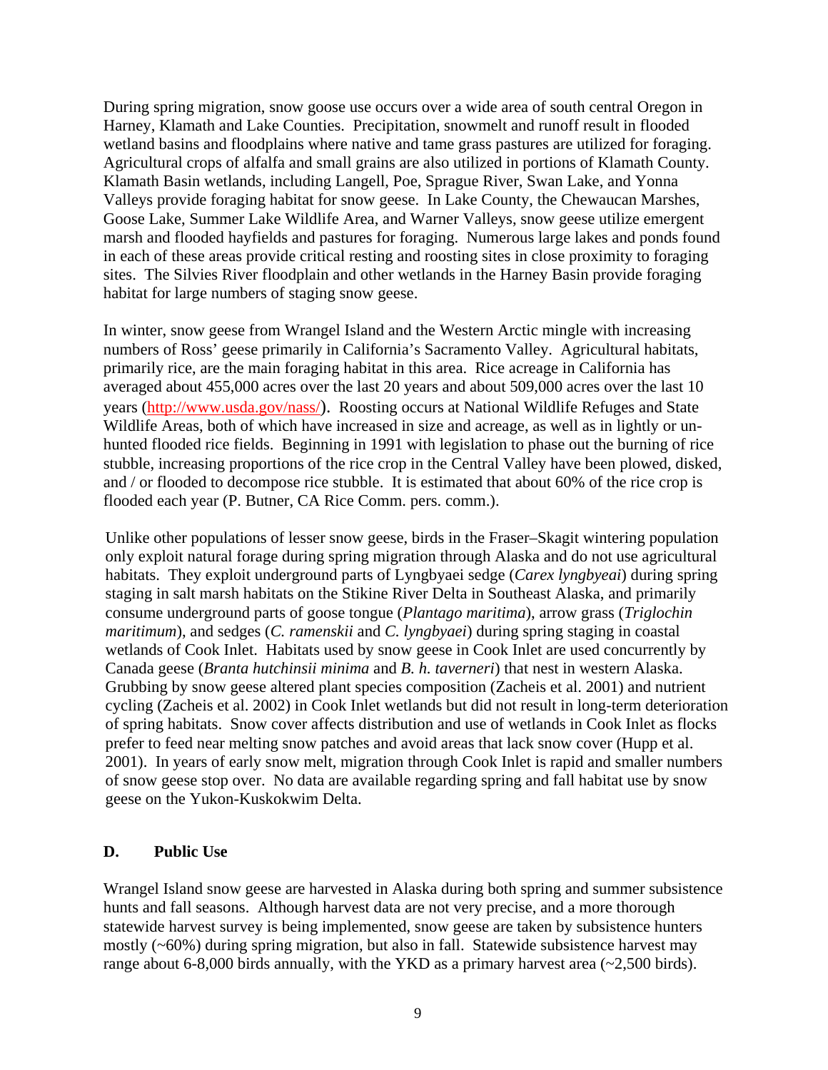During spring migration, snow goose use occurs over a wide area of south central Oregon in Harney, Klamath and Lake Counties. Precipitation, snowmelt and runoff result in flooded wetland basins and floodplains where native and tame grass pastures are utilized for foraging. Agricultural crops of alfalfa and small grains are also utilized in portions of Klamath County. Klamath Basin wetlands, including Langell, Poe, Sprague River, Swan Lake, and Yonna Valleys provide foraging habitat for snow geese. In Lake County, the Chewaucan Marshes, Goose Lake, Summer Lake Wildlife Area, and Warner Valleys, snow geese utilize emergent marsh and flooded hayfields and pastures for foraging. Numerous large lakes and ponds found in each of these areas provide critical resting and roosting sites in close proximity to foraging sites. The Silvies River floodplain and other wetlands in the Harney Basin provide foraging habitat for large numbers of staging snow geese.

In winter, snow geese from Wrangel Island and the Western Arctic mingle with increasing numbers of Ross' geese primarily in California's Sacramento Valley. Agricultural habitats, primarily rice, are the main foraging habitat in this area. Rice acreage in California has averaged about 455,000 acres over the last 20 years and about 509,000 acres over the last 10 years (http://www.usda.gov/nass/). Roosting occurs at National Wildlife Refuges and State Wildlife Areas, both of which have increased in size and acreage, as well as in lightly or un-hunted flooded rice fields. Beginning in 1991 with legislation to phase out the burning of rice stubble, increasing proportions of the rice crop in the Central Valley have been plowed, disked, and / or flooded to decompose rice stubble. It is estimated that about 60% of the rice crop is flooded each year (P. Butner, CA Rice Comm. pers. comm.).

Unlike other populations of lesser snow geese, birds in the Fraser–Skagit wintering population only exploit natural forage during spring migration through Alaska and do not use agricultural habitats. They exploit underground parts of Lyngbyaei sedge (*Carex lyngbyeai*) during spring staging in salt marsh habitats on the Stikine River Delta in Southeast Alaska, and primarily consume underground parts of goose tongue (*Plantago maritima*), arrow grass (*Triglochin maritimum*), and sedges (*C. ramenskii* and *C. lyngbyaei*) during spring staging in coastal wetlands of Cook Inlet. Habitats used by snow geese in Cook Inlet are used concurrently by Canada geese (*Branta hutchinsii minima* and *B. h. taverneri*) that nest in western Alaska. Grubbing by snow geese altered plant species composition (Zacheis et al. 2001) and nutrient cycling (Zacheis et al. 2002) in Cook Inlet wetlands but did not result in long-term deterioration of spring habitats. Snow cover affects distribution and use of wetlands in Cook Inlet as flocks prefer to feed near melting snow patches and avoid areas that lack snow cover (Hupp et al. 2001). In years of early snow melt, migration through Cook Inlet is rapid and smaller numbers of snow geese stop over. No data are available regarding spring and fall habitat use by snow geese on the Yukon-Kuskokwim Delta.

## D. Public Use

Wrangel Island snow geese are harvested in Alaska during both spring and summer subsistence hunts and fall seasons. Although harvest data are not very precise, and a more thorough statewide harvest survey is being implemented, snow geese are taken by subsistence hunters mostly (~60%) during spring migration, but also in fall. Statewide subsistence harvest may range about 6-8,000 birds annually, with the YKD as a primary harvest area (~2,500 birds).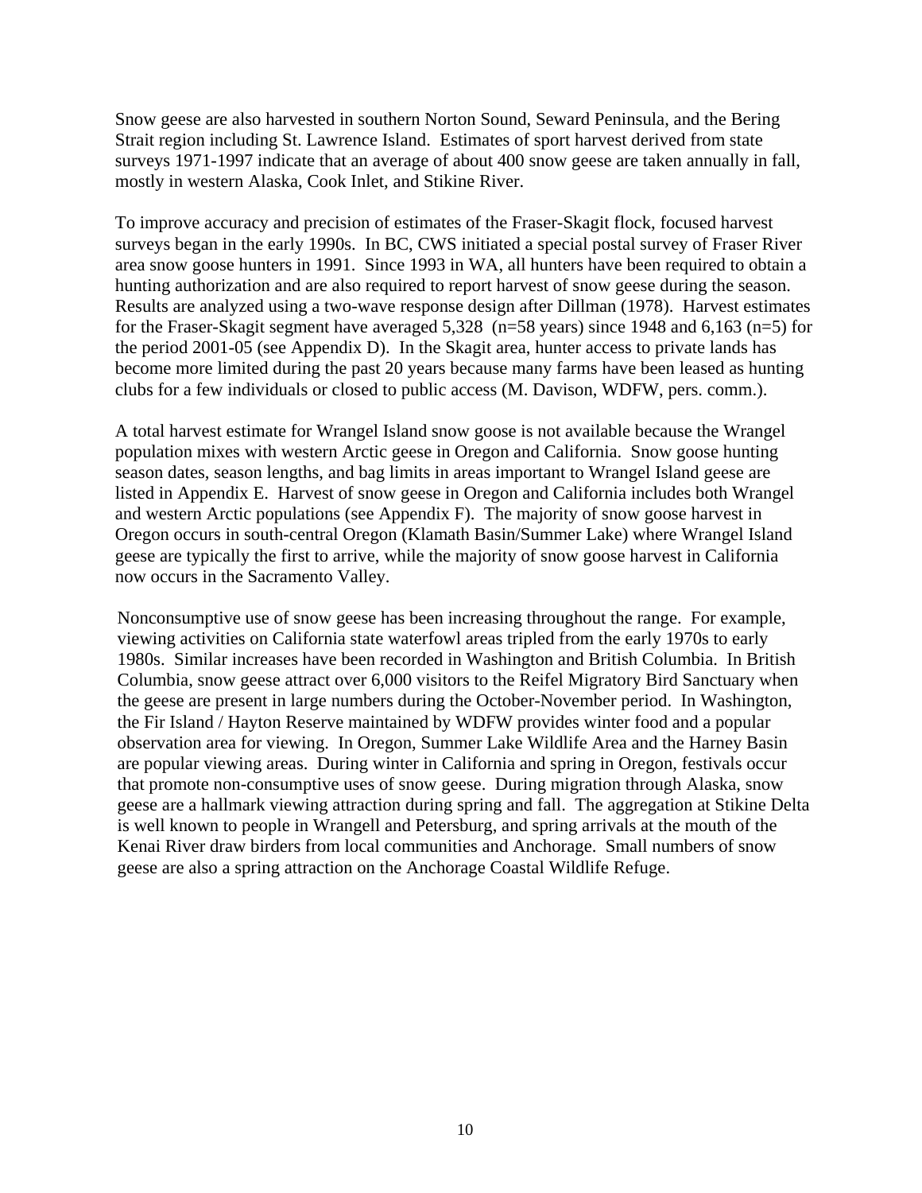Snow geese are also harvested in southern Norton Sound, Seward Peninsula, and the Bering Strait region including St. Lawrence Island. Estimates of sport harvest derived from state surveys 1971-1997 indicate that an average of about 400 snow geese are taken annually in fall, mostly in western Alaska, Cook Inlet, and Stikine River.

To improve accuracy and precision of estimates of the Fraser-Skagit flock, focused harvest surveys began in the early 1990s. In BC, CWS initiated a special postal survey of Fraser River area snow goose hunters in 1991. Since 1993 in WA, all hunters have been required to obtain a hunting authorization and are also required to report harvest of snow geese during the season. Results are analyzed using a two-wave response design after Dillman (1978). Harvest estimates for the Fraser-Skagit segment have averaged 5,328 (n=58 years) since 1948 and 6,163 (n=5) for the period 2001-05 (see Appendix D). In the Skagit area, hunter access to private lands has become more limited during the past 20 years because many farms have been leased as hunting clubs for a few individuals or closed to public access (M. Davison, WDFW, pers. comm.).

A total harvest estimate for Wrangel Island snow goose is not available because the Wrangel population mixes with western Arctic geese in Oregon and California. Snow goose hunting season dates, season lengths, and bag limits in areas important to Wrangel Island geese are listed in Appendix E. Harvest of snow geese in Oregon and California includes both Wrangel and western Arctic populations (see Appendix F). The majority of snow goose harvest in Oregon occurs in south-central Oregon (Klamath Basin/Summer Lake) where Wrangel Island geese are typically the first to arrive, while the majority of snow goose harvest in California now occurs in the Sacramento Valley.

Nonconsumptive use of snow geese has been increasing throughout the range. For example, viewing activities on California state waterfowl areas tripled from the early 1970s to early 1980s. Similar increases have been recorded in Washington and British Columbia. In British Columbia, snow geese attract over 6,000 visitors to the Reifel Migratory Bird Sanctuary when the geese are present in large numbers during the October-November period. In Washington, the Fir Island / Hayton Reserve maintained by WDFW provides winter food and a popular observation area for viewing. In Oregon, Summer Lake Wildlife Area and the Harney Basin are popular viewing areas. During winter in California and spring in Oregon, festivals occur that promote non-consumptive uses of snow geese. During migration through Alaska, snow geese are a hallmark viewing attraction during spring and fall. The aggregation at Stikine Delta is well known to people in Wrangell and Petersburg, and spring arrivals at the mouth of the Kenai River draw birders from local communities and Anchorage. Small numbers of snow geese are also a spring attraction on the Anchorage Coastal Wildlife Refuge.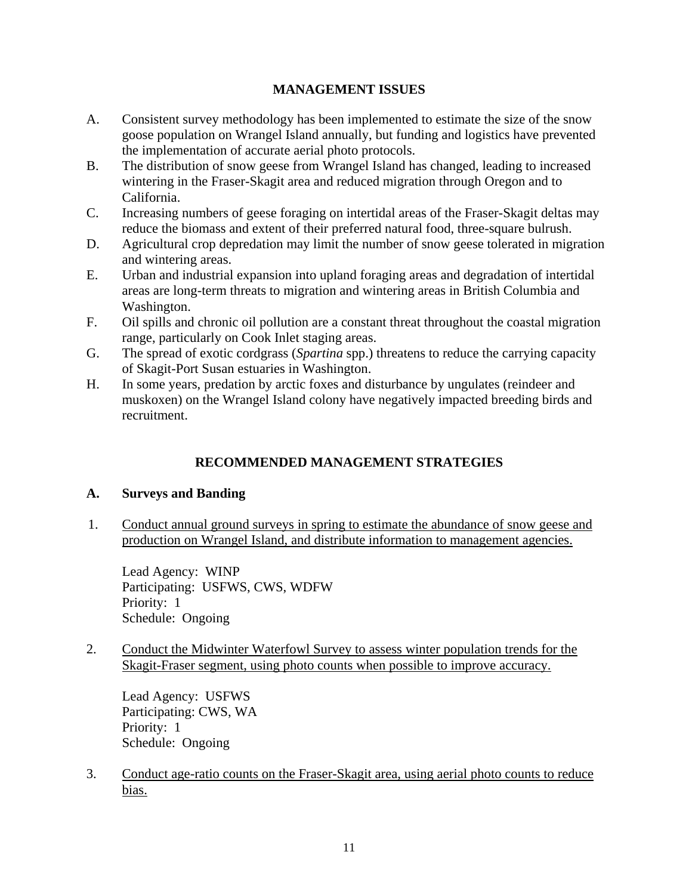## MANAGEMENT ISSUES

A. Consistent survey methodology has been implemented to estimate the size of the snow goose population on Wrangel Island annually, but funding and logistics have prevented the implementation of accurate aerial photo protocols.

B. The distribution of snow geese from Wrangel Island has changed, leading to increased wintering in the Fraser-Skagit area and reduced migration through Oregon and to California.

C. Increasing numbers of geese foraging on intertidal areas of the Fraser-Skagit deltas may reduce the biomass and extent of their preferred natural food, three-square bulrush.

D. Agricultural crop depredation may limit the number of snow geese tolerated in migration and wintering areas.

E. Urban and industrial expansion into upland foraging areas and degradation of intertidal areas are long-term threats to migration and wintering areas in British Columbia and Washington.

F. Oil spills and chronic oil pollution are a constant threat throughout the coastal migration range, particularly on Cook Inlet staging areas.

G. The spread of exotic cordgrass (*Spartina* spp.) threatens to reduce the carrying capacity of Skagit-Port Susan estuaries in Washington.

H. In some years, predation by arctic foxes and disturbance by ungulates (reindeer and muskoxen) on the Wrangel Island colony have negatively impacted breeding birds and recruitment.

## RECOMMENDED MANAGEMENT STRATEGIES

### A. Surveys and Banding

1. <u>Conduct annual ground surveys in spring to estimate the abundance of snow geese and production on Wrangel Island, and distribute information to management agencies.</u>

   Lead Agency: WINP
   Participating: USFWS, CWS, WDFW
   Priority: 1
   Schedule: Ongoing

2. <u>Conduct the Midwinter Waterfowl Survey to assess winter population trends for the Skagit-Fraser segment, using photo counts when possible to improve accuracy.</u>

   Lead Agency: USFWS
   Participating: CWS, WA
   Priority: 1
   Schedule: Ongoing

3. <u>Conduct age-ratio counts on the Fraser-Skagit area, using aerial photo counts to reduce bias.</u>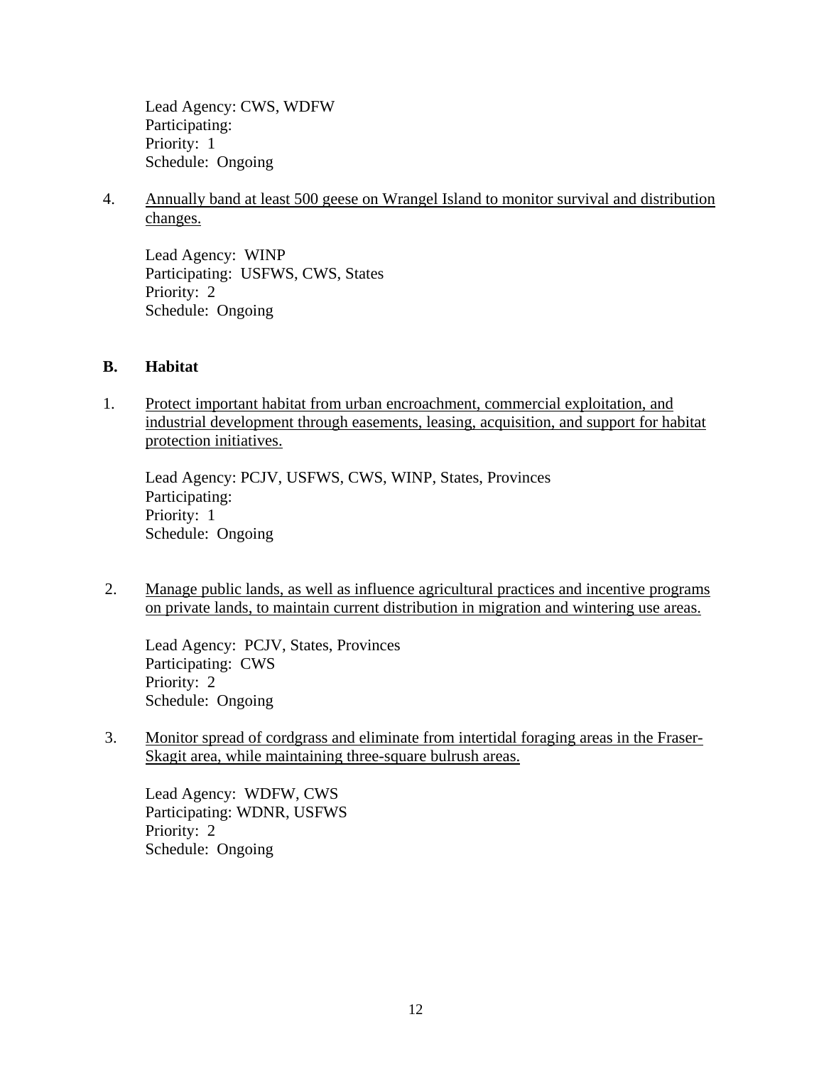Lead Agency: CWS, WDFW
Participating:
Priority: 1
Schedule: Ongoing

4. Annually band at least 500 geese on Wrangel Island to monitor survival and distribution changes.

   Lead Agency: WINP
   Participating: USFWS, CWS, States
   Priority: 2
   Schedule: Ongoing

## B. Habitat

1. Protect important habitat from urban encroachment, commercial exploitation, and industrial development through easements, leasing, acquisition, and support for habitat protection initiatives.

   Lead Agency: PCJV, USFWS, CWS, WINP, States, Provinces
   Participating:
   Priority: 1
   Schedule: Ongoing

2. Manage public lands, as well as influence agricultural practices and incentive programs on private lands, to maintain current distribution in migration and wintering use areas.

   Lead Agency: PCJV, States, Provinces
   Participating: CWS
   Priority: 2
   Schedule: Ongoing

3. Monitor spread of cordgrass and eliminate from intertidal foraging areas in the Fraser-Skagit area, while maintaining three-square bulrush areas.

   Lead Agency: WDFW, CWS
   Participating: WDNR, USFWS
   Priority: 2
   Schedule: Ongoing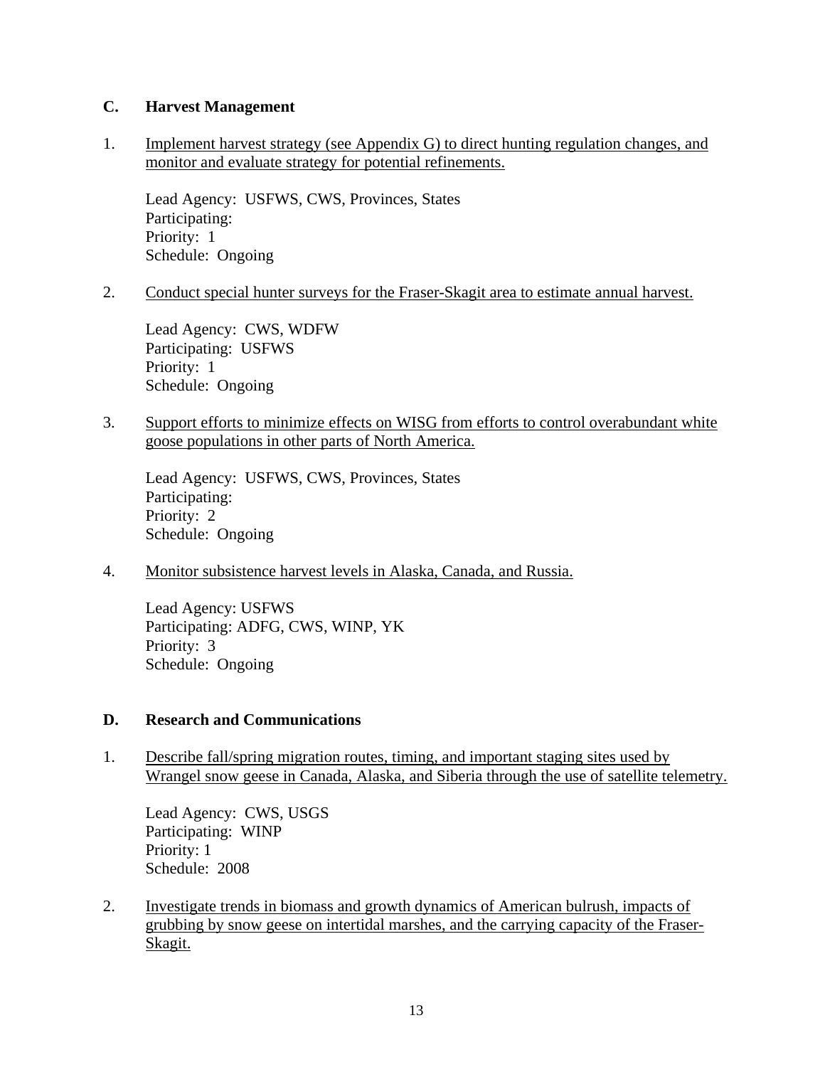## C. Harvest Management

1. Implement harvest strategy (see Appendix G) to direct hunting regulation changes, and monitor and evaluate strategy for potential refinements.

   Lead Agency: USFWS, CWS, Provinces, States
   Participating:
   Priority: 1
   Schedule: Ongoing

2. Conduct special hunter surveys for the Fraser-Skagit area to estimate annual harvest.

   Lead Agency: CWS, WDFW
   Participating: USFWS
   Priority: 1
   Schedule: Ongoing

3. Support efforts to minimize effects on WISG from efforts to control overabundant white goose populations in other parts of North America.

   Lead Agency: USFWS, CWS, Provinces, States
   Participating:
   Priority: 2
   Schedule: Ongoing

4. Monitor subsistence harvest levels in Alaska, Canada, and Russia.

   Lead Agency: USFWS
   Participating: ADFG, CWS, WINP, YK
   Priority: 3
   Schedule: Ongoing

## D. Research and Communications

1. Describe fall/spring migration routes, timing, and important staging sites used by Wrangel snow geese in Canada, Alaska, and Siberia through the use of satellite telemetry.

   Lead Agency: CWS, USGS
   Participating: WINP
   Priority: 1
   Schedule: 2008

2. Investigate trends in biomass and growth dynamics of American bulrush, impacts of grubbing by snow geese on intertidal marshes, and the carrying capacity of the Fraser-Skagit.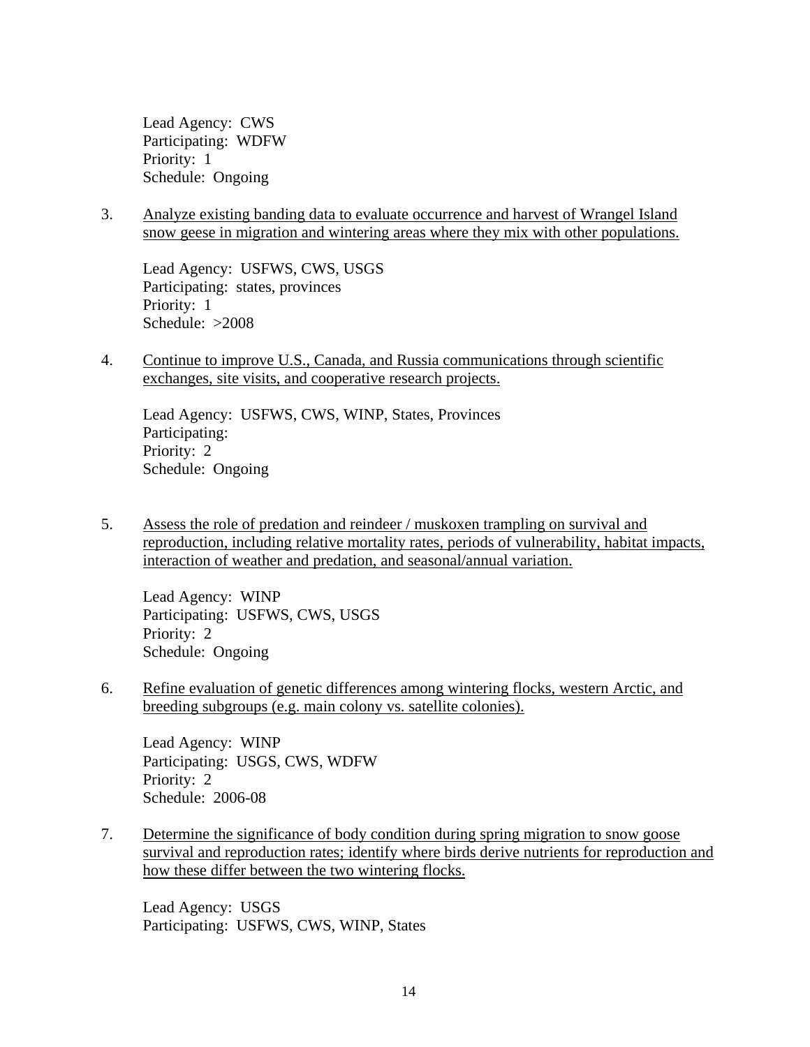Lead Agency: CWS
Participating: WDFW
Priority: 1
Schedule: Ongoing

3. <u>Analyze existing banding data to evaluate occurrence and harvest of Wrangel Island snow geese in migration and wintering areas where they mix with other populations.</u>

   Lead Agency: USFWS, CWS, USGS
   Participating: states, provinces
   Priority: 1
   Schedule: >2008

4. <u>Continue to improve U.S., Canada, and Russia communications through scientific exchanges, site visits, and cooperative research projects.</u>

   Lead Agency: USFWS, CWS, WINP, States, Provinces
   Participating:
   Priority: 2
   Schedule: Ongoing

5. <u>Assess the role of predation and reindeer / muskoxen trampling on survival and reproduction, including relative mortality rates, periods of vulnerability, habitat impacts, interaction of weather and predation, and seasonal/annual variation.</u>

   Lead Agency: WINP
   Participating: USFWS, CWS, USGS
   Priority: 2
   Schedule: Ongoing

6. <u>Refine evaluation of genetic differences among wintering flocks, western Arctic, and breeding subgroups (e.g. main colony vs. satellite colonies).</u>

   Lead Agency: WINP
   Participating: USGS, CWS, WDFW
   Priority: 2
   Schedule: 2006-08

7. <u>Determine the significance of body condition during spring migration to snow goose survival and reproduction rates; identify where birds derive nutrients for reproduction and how these differ between the two wintering flocks.</u>

   Lead Agency: USGS
   Participating: USFWS, CWS, WINP, States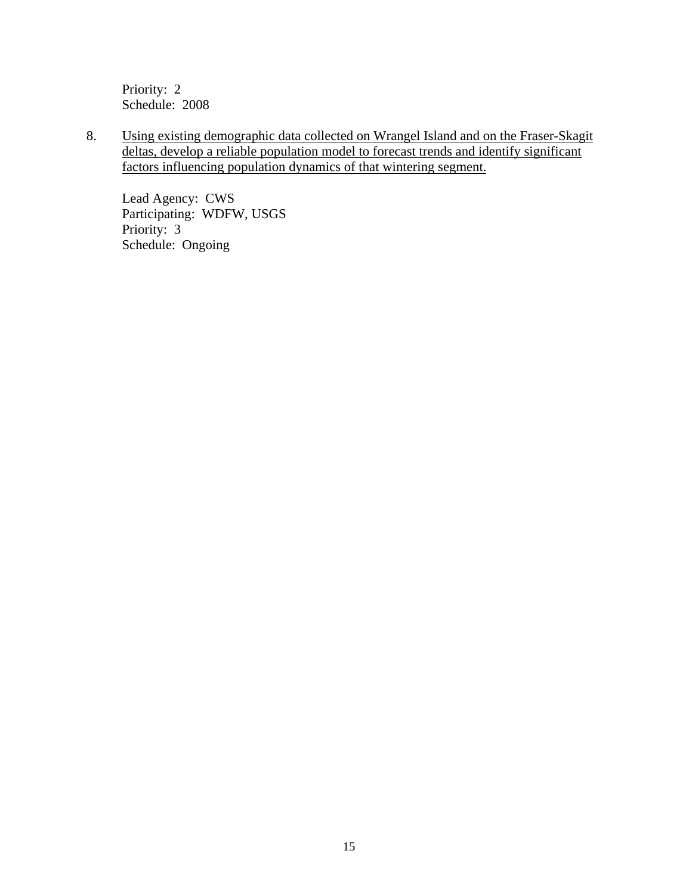Priority: 2
Schedule: 2008

8. <u>Using existing demographic data collected on Wrangel Island and on the Fraser-Skagit deltas, develop a reliable population model to forecast trends and identify significant factors influencing population dynamics of that wintering segment.</u>

   Lead Agency: CWS
   Participating: WDFW, USGS
   Priority: 3
   Schedule: Ongoing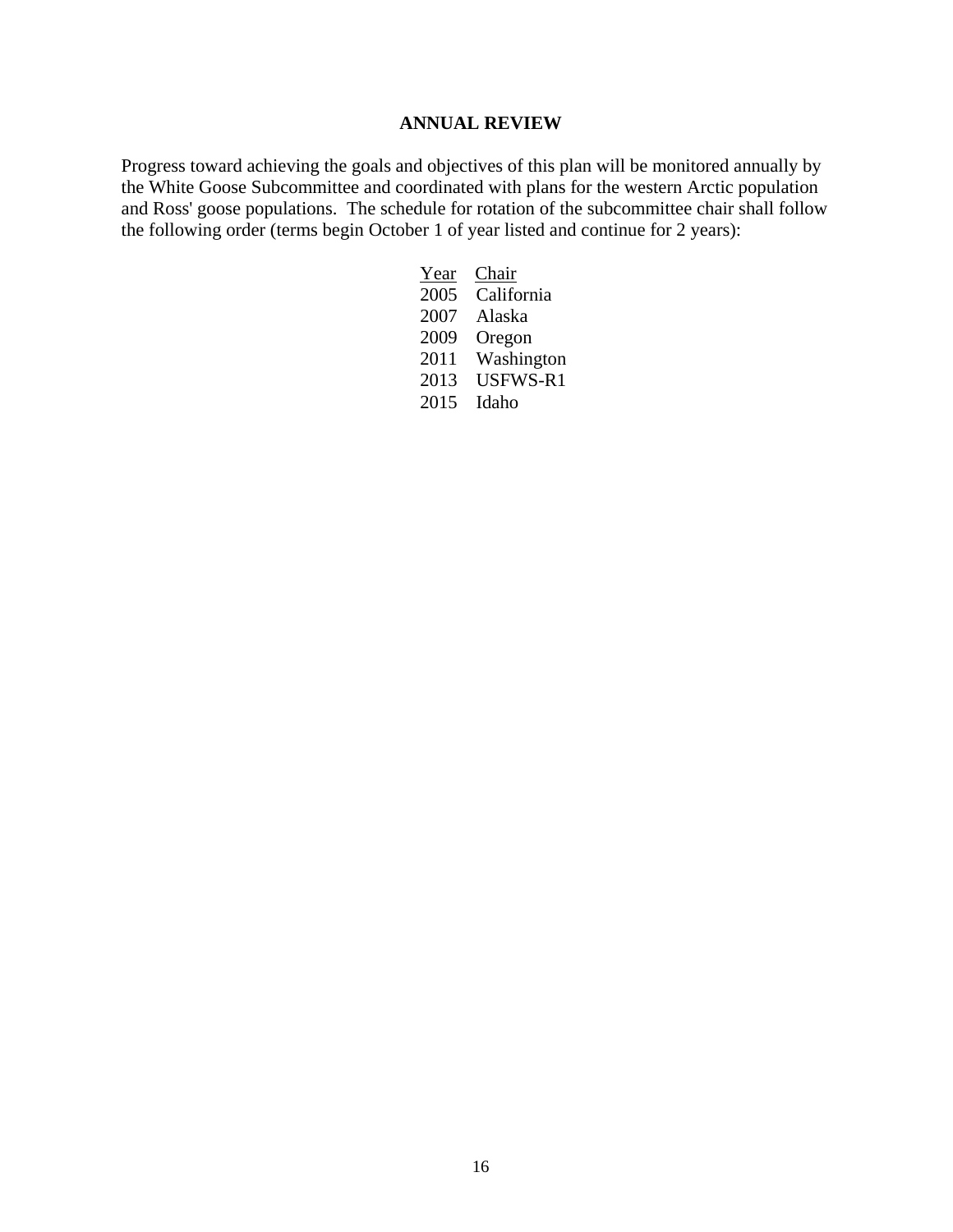## ANNUAL REVIEW

Progress toward achieving the goals and objectives of this plan will be monitored annually by the White Goose Subcommittee and coordinated with plans for the western Arctic population and Ross' goose populations. The schedule for rotation of the subcommittee chair shall follow the following order (terms begin October 1 of year listed and continue for 2 years):

| Year | Chair |
|---|---|
| 2005 | California |
| 2007 | Alaska |
| 2009 | Oregon |
| 2011 | Washington |
| 2013 | USFWS-R1 |
| 2015 | Idaho |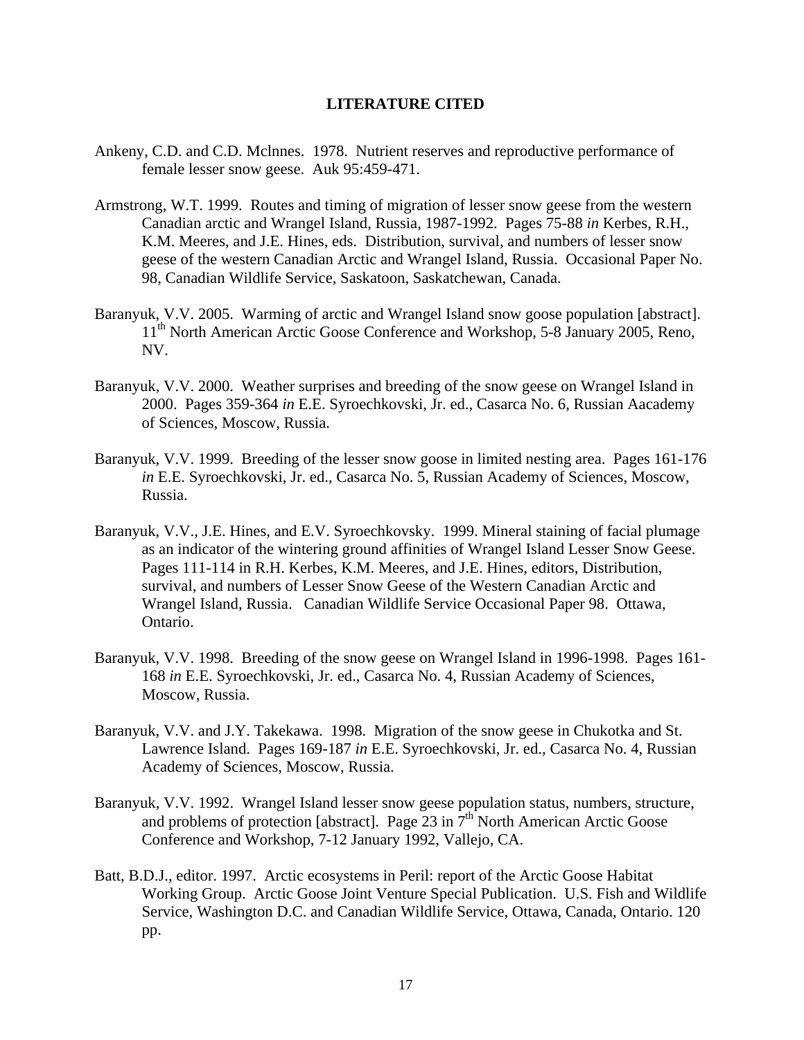# LITERATURE CITED

Ankeny, C.D. and C.D. Mclnnes. 1978. Nutrient reserves and reproductive performance of female lesser snow geese. Auk 95:459-471.

Armstrong, W.T. 1999. Routes and timing of migration of lesser snow geese from the western Canadian arctic and Wrangel Island, Russia, 1987-1992. Pages 75-88 *in* Kerbes, R.H., K.M. Meeres, and J.E. Hines, eds. Distribution, survival, and numbers of lesser snow geese of the western Canadian Arctic and Wrangel Island, Russia. Occasional Paper No. 98, Canadian Wildlife Service, Saskatoon, Saskatchewan, Canada.

Baranyuk, V.V. 2005. Warming of arctic and Wrangel Island snow goose population [abstract]. 11th North American Arctic Goose Conference and Workshop, 5-8 January 2005, Reno, NV.

Baranyuk, V.V. 2000. Weather surprises and breeding of the snow geese on Wrangel Island in 2000. Pages 359-364 *in* E.E. Syroechkovski, Jr. ed., Casarca No. 6, Russian Aacademy of Sciences, Moscow, Russia.

Baranyuk, V.V. 1999. Breeding of the lesser snow goose in limited nesting area. Pages 161-176 *in* E.E. Syroechkovski, Jr. ed., Casarca No. 5, Russian Academy of Sciences, Moscow, Russia.

Baranyuk, V.V., J.E. Hines, and E.V. Syroechkovsky. 1999. Mineral staining of facial plumage as an indicator of the wintering ground affinities of Wrangel Island Lesser Snow Geese. Pages 111-114 in R.H. Kerbes, K.M. Meeres, and J.E. Hines, editors, Distribution, survival, and numbers of Lesser Snow Geese of the Western Canadian Arctic and Wrangel Island, Russia. Canadian Wildlife Service Occasional Paper 98. Ottawa, Ontario.

Baranyuk, V.V. 1998. Breeding of the snow geese on Wrangel Island in 1996-1998. Pages 161-168 *in* E.E. Syroechkovski, Jr. ed., Casarca No. 4, Russian Academy of Sciences, Moscow, Russia.

Baranyuk, V.V. and J.Y. Takekawa. 1998. Migration of the snow geese in Chukotka and St. Lawrence Island. Pages 169-187 *in* E.E. Syroechkovski, Jr. ed., Casarca No. 4, Russian Academy of Sciences, Moscow, Russia.

Baranyuk, V.V. 1992. Wrangel Island lesser snow geese population status, numbers, structure, and problems of protection [abstract]. Page 23 in 7th North American Arctic Goose Conference and Workshop, 7-12 January 1992, Vallejo, CA.

Batt, B.D.J., editor. 1997. Arctic ecosystems in Peril: report of the Arctic Goose Habitat Working Group. Arctic Goose Joint Venture Special Publication. U.S. Fish and Wildlife Service, Washington D.C. and Canadian Wildlife Service, Ottawa, Canada, Ontario. 120 pp.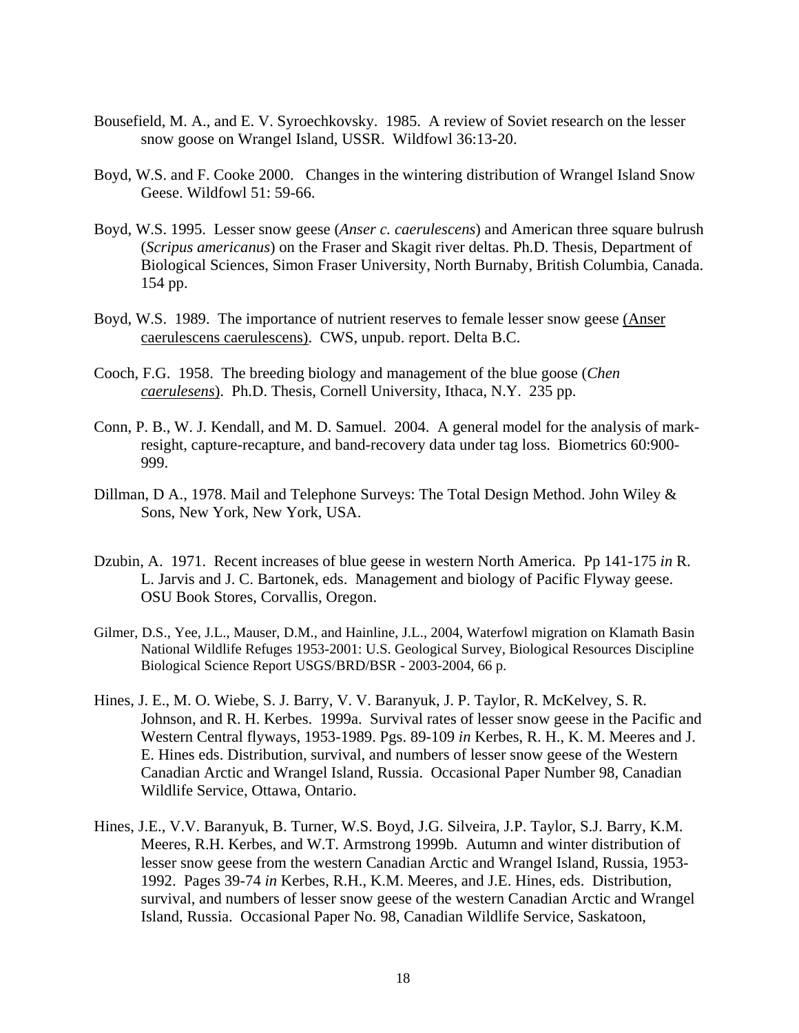Bousefield, M. A., and E. V. Syroechkovsky. 1985. A review of Soviet research on the lesser snow goose on Wrangel Island, USSR. Wildfowl 36:13-20.

Boyd, W.S. and F. Cooke 2000. Changes in the wintering distribution of Wrangel Island Snow Geese. Wildfowl 51: 59-66.

Boyd, W.S. 1995. Lesser snow geese (*Anser c. caerulescens*) and American three square bulrush (*Scripus americanus*) on the Fraser and Skagit river deltas. Ph.D. Thesis, Department of Biological Sciences, Simon Fraser University, North Burnaby, British Columbia, Canada. 154 pp.

Boyd, W.S. 1989. The importance of nutrient reserves to female lesser snow geese (Anser caerulescens caerulescens). CWS, unpub. report. Delta B.C.

Cooch, F.G. 1958. The breeding biology and management of the blue goose (*Chen caerulesens*). Ph.D. Thesis, Cornell University, Ithaca, N.Y. 235 pp.

Conn, P. B., W. J. Kendall, and M. D. Samuel. 2004. A general model for the analysis of mark-resight, capture-recapture, and band-recovery data under tag loss. Biometrics 60:900-999.

Dillman, D A., 1978. Mail and Telephone Surveys: The Total Design Method. John Wiley & Sons, New York, New York, USA.

Dzubin, A. 1971. Recent increases of blue geese in western North America. Pp 141-175 *in* R. L. Jarvis and J. C. Bartonek, eds. Management and biology of Pacific Flyway geese. OSU Book Stores, Corvallis, Oregon.

Gilmer, D.S., Yee, J.L., Mauser, D.M., and Hainline, J.L., 2004, Waterfowl migration on Klamath Basin National Wildlife Refuges 1953-2001: U.S. Geological Survey, Biological Resources Discipline Biological Science Report USGS/BRD/BSR - 2003-2004, 66 p.

Hines, J. E., M. O. Wiebe, S. J. Barry, V. V. Baranyuk, J. P. Taylor, R. McKelvey, S. R. Johnson, and R. H. Kerbes. 1999a. Survival rates of lesser snow geese in the Pacific and Western Central flyways, 1953-1989. Pgs. 89-109 *in* Kerbes, R. H., K. M. Meeres and J. E. Hines eds. Distribution, survival, and numbers of lesser snow geese of the Western Canadian Arctic and Wrangel Island, Russia. Occasional Paper Number 98, Canadian Wildlife Service, Ottawa, Ontario.

Hines, J.E., V.V. Baranyuk, B. Turner, W.S. Boyd, J.G. Silveira, J.P. Taylor, S.J. Barry, K.M. Meeres, R.H. Kerbes, and W.T. Armstrong 1999b. Autumn and winter distribution of lesser snow geese from the western Canadian Arctic and Wrangel Island, Russia, 1953-1992. Pages 39-74 *in* Kerbes, R.H., K.M. Meeres, and J.E. Hines, eds. Distribution, survival, and numbers of lesser snow geese of the western Canadian Arctic and Wrangel Island, Russia. Occasional Paper No. 98, Canadian Wildlife Service, Saskatoon,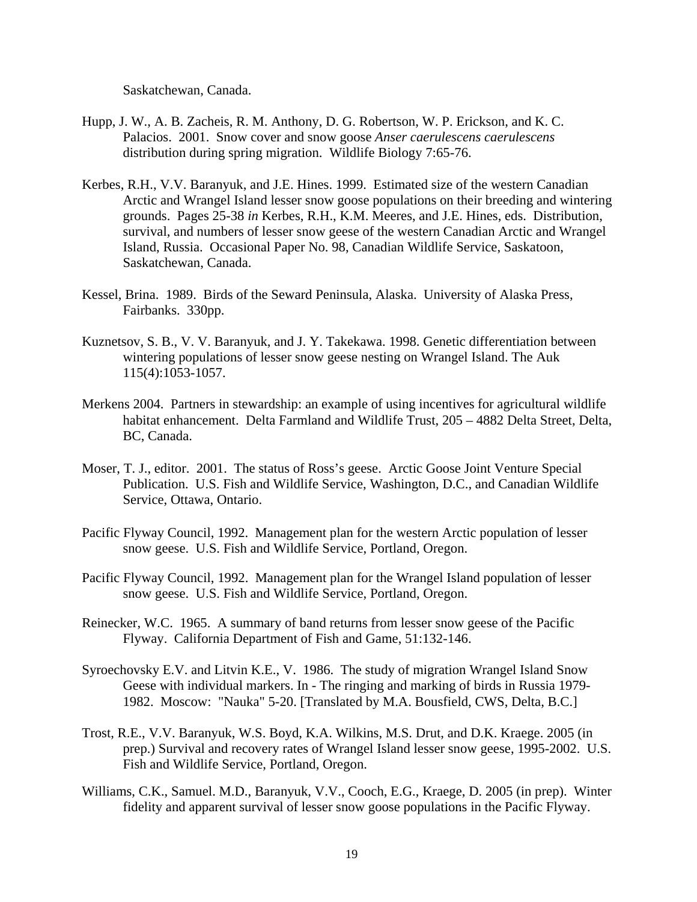Saskatchewan, Canada.

Hupp, J. W., A. B. Zacheis, R. M. Anthony, D. G. Robertson, W. P. Erickson, and K. C. Palacios. 2001. Snow cover and snow goose *Anser caerulescens caerulescens* distribution during spring migration. Wildlife Biology 7:65-76.

Kerbes, R.H., V.V. Baranyuk, and J.E. Hines. 1999. Estimated size of the western Canadian Arctic and Wrangel Island lesser snow goose populations on their breeding and wintering grounds. Pages 25-38 *in* Kerbes, R.H., K.M. Meeres, and J.E. Hines, eds. Distribution, survival, and numbers of lesser snow geese of the western Canadian Arctic and Wrangel Island, Russia. Occasional Paper No. 98, Canadian Wildlife Service, Saskatoon, Saskatchewan, Canada.

Kessel, Brina. 1989. Birds of the Seward Peninsula, Alaska. University of Alaska Press, Fairbanks. 330pp.

Kuznetsov, S. B., V. V. Baranyuk, and J. Y. Takekawa. 1998. Genetic differentiation between wintering populations of lesser snow geese nesting on Wrangel Island. The Auk 115(4):1053-1057.

Merkens 2004. Partners in stewardship: an example of using incentives for agricultural wildlife habitat enhancement. Delta Farmland and Wildlife Trust, 205 – 4882 Delta Street, Delta, BC, Canada.

Moser, T. J., editor. 2001. The status of Ross's geese. Arctic Goose Joint Venture Special Publication. U.S. Fish and Wildlife Service, Washington, D.C., and Canadian Wildlife Service, Ottawa, Ontario.

Pacific Flyway Council, 1992. Management plan for the western Arctic population of lesser snow geese. U.S. Fish and Wildlife Service, Portland, Oregon.

Pacific Flyway Council, 1992. Management plan for the Wrangel Island population of lesser snow geese. U.S. Fish and Wildlife Service, Portland, Oregon.

Reinecker, W.C. 1965. A summary of band returns from lesser snow geese of the Pacific Flyway. California Department of Fish and Game, 51:132-146.

Syroechovsky E.V. and Litvin K.E., V. 1986. The study of migration Wrangel Island Snow Geese with individual markers. In - The ringing and marking of birds in Russia 1979-1982. Moscow: "Nauka" 5-20. [Translated by M.A. Bousfield, CWS, Delta, B.C.]

Trost, R.E., V.V. Baranyuk, W.S. Boyd, K.A. Wilkins, M.S. Drut, and D.K. Kraege. 2005 (in prep.) Survival and recovery rates of Wrangel Island lesser snow geese, 1995-2002. U.S. Fish and Wildlife Service, Portland, Oregon.

Williams, C.K., Samuel. M.D., Baranyuk, V.V., Cooch, E.G., Kraege, D. 2005 (in prep). Winter fidelity and apparent survival of lesser snow goose populations in the Pacific Flyway.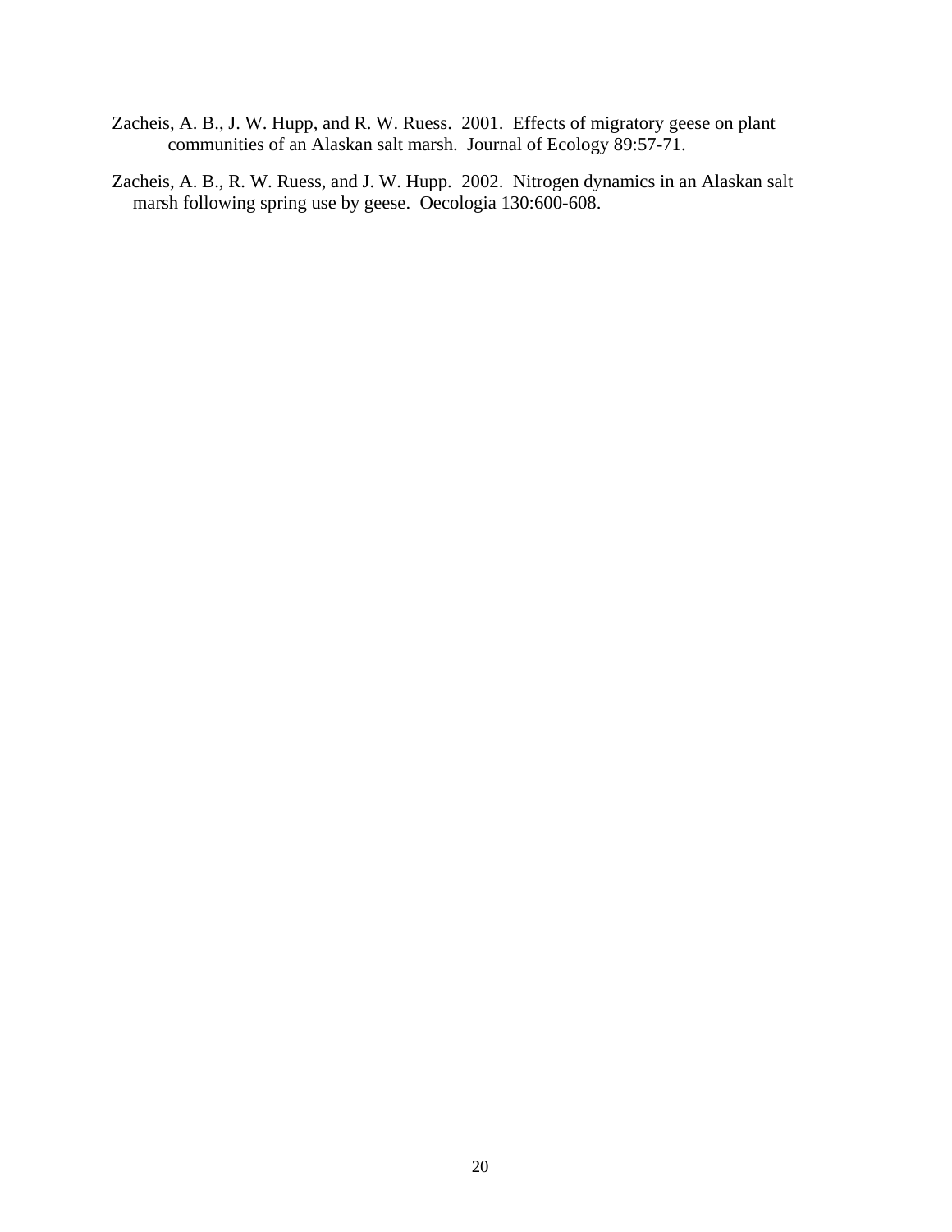Zacheis, A. B., J. W. Hupp, and R. W. Ruess. 2001. Effects of migratory geese on plant communities of an Alaskan salt marsh. Journal of Ecology 89:57-71.

Zacheis, A. B., R. W. Ruess, and J. W. Hupp. 2002. Nitrogen dynamics in an Alaskan salt marsh following spring use by geese. Oecologia 130:600-608.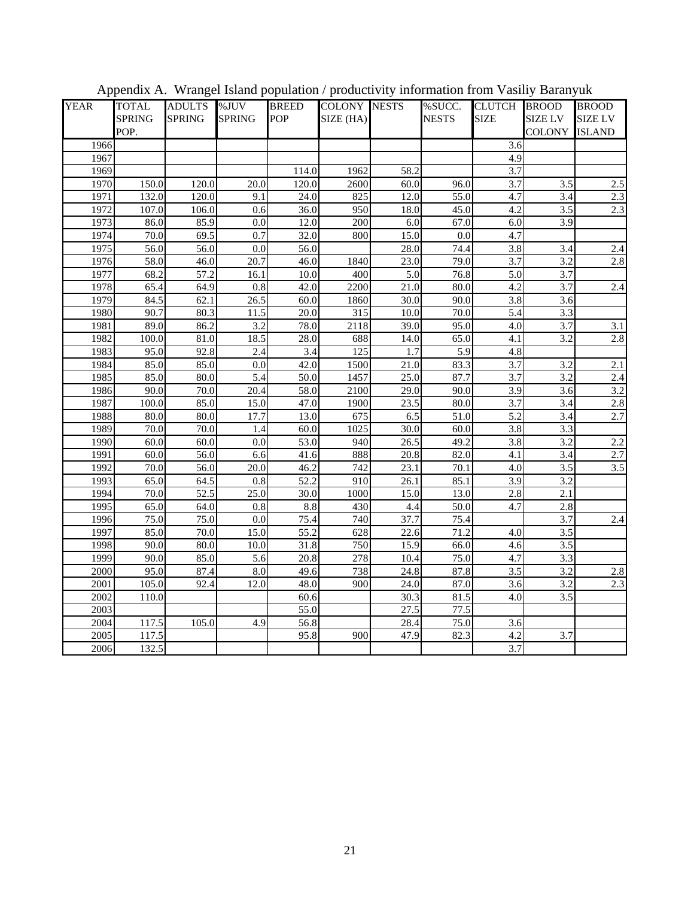Appendix A. Wrangel Island population / productivity information from Vasiliy Baranyuk

| YEAR | TOTAL SPRING POP. | ADULTS SPRING | %JUV SPRING | BREED POP | COLONY SIZE (HA) | NESTS | %SUCC. NESTS | CLUTCH SIZE | BROOD SIZE LV COLONY | BROOD SIZE LV ISLAND |
|---|---|---|---|---|---|---|---|---|---|---|
| 1966 | | | | | | | | 3.6 | | |
| 1967 | | | | | | | | 4.9 | | |
| 1969 | | | | 114.0 | 1962 | 58.2 | | 3.7 | | |
| 1970 | 150.0 | 120.0 | 20.0 | 120.0 | 2600 | 60.0 | 96.0 | 3.7 | 3.5 | 2.5 |
| 1971 | 132.0 | 120.0 | 9.1 | 24.0 | 825 | 12.0 | 55.0 | 4.7 | 3.4 | 2.3 |
| 1972 | 107.0 | 106.0 | 0.6 | 36.0 | 950 | 18.0 | 45.0 | 4.2 | 3.5 | 2.3 |
| 1973 | 86.0 | 85.9 | 0.0 | 12.0 | 200 | 6.0 | 67.0 | 6.0 | 3.9 | |
| 1974 | 70.0 | 69.5 | 0.7 | 32.0 | 800 | 15.0 | 0.0 | 4.7 | | |
| 1975 | 56.0 | 56.0 | 0.0 | 56.0 | | 28.0 | 74.4 | 3.8 | 3.4 | 2.4 |
| 1976 | 58.0 | 46.0 | 20.7 | 46.0 | 1840 | 23.0 | 79.0 | 3.7 | 3.2 | 2.8 |
| 1977 | 68.2 | 57.2 | 16.1 | 10.0 | 400 | 5.0 | 76.8 | 5.0 | 3.7 | |
| 1978 | 65.4 | 64.9 | 0.8 | 42.0 | 2200 | 21.0 | 80.0 | 4.2 | 3.7 | 2.4 |
| 1979 | 84.5 | 62.1 | 26.5 | 60.0 | 1860 | 30.0 | 90.0 | 3.8 | 3.6 | |
| 1980 | 90.7 | 80.3 | 11.5 | 20.0 | 315 | 10.0 | 70.0 | 5.4 | 3.3 | |
| 1981 | 89.0 | 86.2 | 3.2 | 78.0 | 2118 | 39.0 | 95.0 | 4.0 | 3.7 | 3.1 |
| 1982 | 100.0 | 81.0 | 18.5 | 28.0 | 688 | 14.0 | 65.0 | 4.1 | 3.2 | 2.8 |
| 1983 | 95.0 | 92.8 | 2.4 | 3.4 | 125 | 1.7 | 5.9 | 4.8 | | |
| 1984 | 85.0 | 85.0 | 0.0 | 42.0 | 1500 | 21.0 | 83.3 | 3.7 | 3.2 | 2.1 |
| 1985 | 85.0 | 80.0 | 5.4 | 50.0 | 1457 | 25.0 | 87.7 | 3.7 | 3.2 | 2.4 |
| 1986 | 90.0 | 70.0 | 20.4 | 58.0 | 2100 | 29.0 | 90.0 | 3.9 | 3.6 | 3.2 |
| 1987 | 100.0 | 85.0 | 15.0 | 47.0 | 1900 | 23.5 | 80.0 | 3.7 | 3.4 | 2.8 |
| 1988 | 80.0 | 80.0 | 17.7 | 13.0 | 675 | 6.5 | 51.0 | 5.2 | 3.4 | 2.7 |
| 1989 | 70.0 | 70.0 | 1.4 | 60.0 | 1025 | 30.0 | 60.0 | 3.8 | 3.3 | |
| 1990 | 60.0 | 60.0 | 0.0 | 53.0 | 940 | 26.5 | 49.2 | 3.8 | 3.2 | 2.2 |
| 1991 | 60.0 | 56.0 | 6.6 | 41.6 | 888 | 20.8 | 82.0 | 4.1 | 3.4 | 2.7 |
| 1992 | 70.0 | 56.0 | 20.0 | 46.2 | 742 | 23.1 | 70.1 | 4.0 | 3.5 | 3.5 |
| 1993 | 65.0 | 64.5 | 0.8 | 52.2 | 910 | 26.1 | 85.1 | 3.9 | 3.2 | |
| 1994 | 70.0 | 52.5 | 25.0 | 30.0 | 1000 | 15.0 | 13.0 | 2.8 | 2.1 | |
| 1995 | 65.0 | 64.0 | 0.8 | 8.8 | 430 | 4.4 | 50.0 | 4.7 | 2.8 | |
| 1996 | 75.0 | 75.0 | 0.0 | 75.4 | 740 | 37.7 | 75.4 | | 3.7 | 2.4 |
| 1997 | 85.0 | 70.0 | 15.0 | 55.2 | 628 | 22.6 | 71.2 | 4.0 | 3.5 | |
| 1998 | 90.0 | 80.0 | 10.0 | 31.8 | 750 | 15.9 | 66.0 | 4.6 | 3.5 | |
| 1999 | 90.0 | 85.0 | 5.6 | 20.8 | 278 | 10.4 | 75.0 | 4.7 | 3.3 | |
| 2000 | 95.0 | 87.4 | 8.0 | 49.6 | 738 | 24.8 | 87.8 | 3.5 | 3.2 | 2.8 |
| 2001 | 105.0 | 92.4 | 12.0 | 48.0 | 900 | 24.0 | 87.0 | 3.6 | 3.2 | 2.3 |
| 2002 | 110.0 | | | 60.6 | | 30.3 | 81.5 | 4.0 | 3.5 | |
| 2003 | | | | 55.0 | | 27.5 | 77.5 | | | |
| 2004 | 117.5 | 105.0 | 4.9 | 56.8 | | 28.4 | 75.0 | 3.6 | | |
| 2005 | 117.5 | | | 95.8 | 900 | 47.9 | 82.3 | 4.2 | 3.7 | |
| 2006 | 132.5 | | | | | | | 3.7 | | |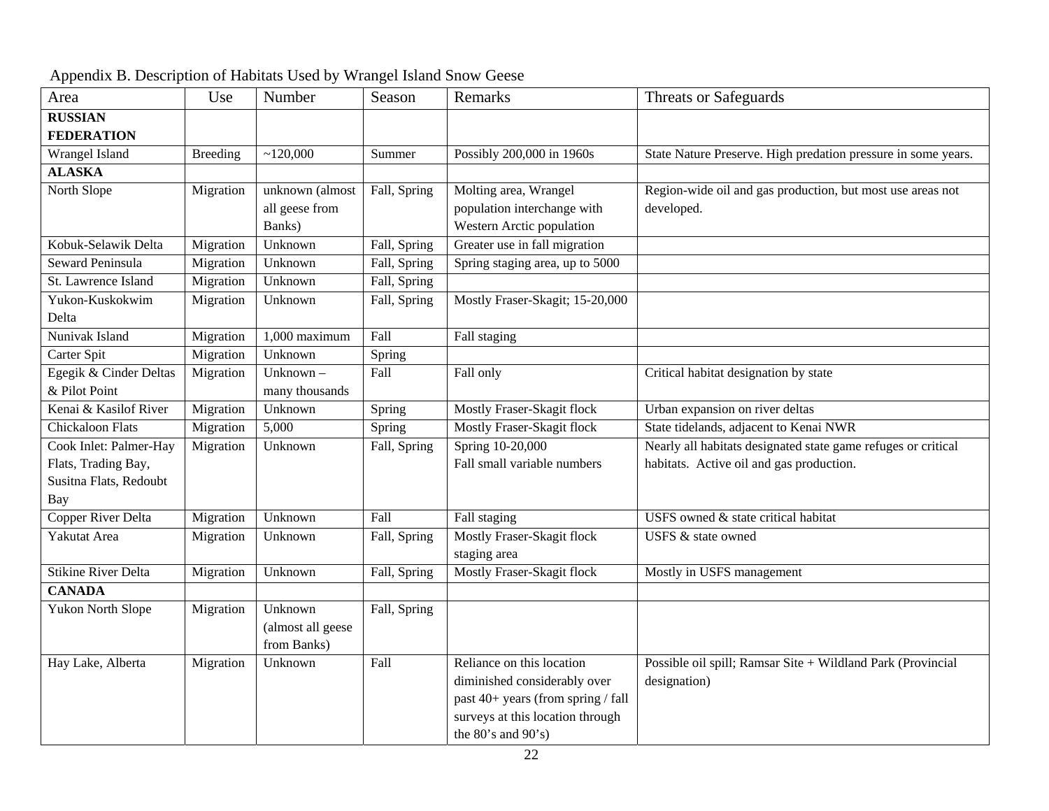Appendix B. Description of Habitats Used by Wrangel Island Snow Geese

| Area | Use | Number | Season | Remarks | Threats or Safeguards |
|---|---|---|---|---|---|
| **RUSSIAN FEDERATION** | | | | | |
| Wrangel Island | Breeding | ~120,000 | Summer | Possibly 200,000 in 1960s | State Nature Preserve. High predation pressure in some years. |
| **ALASKA** | | | | | |
| North Slope | Migration | unknown (almost all geese from Banks) | Fall, Spring | Molting area, Wrangel population interchange with Western Arctic population | Region-wide oil and gas production, but most use areas not developed. |
| Kobuk-Selawik Delta | Migration | Unknown | Fall, Spring | Greater use in fall migration | |
| Seward Peninsula | Migration | Unknown | Fall, Spring | Spring staging area, up to 5000 | |
| St. Lawrence Island | Migration | Unknown | Fall, Spring | | |
| Yukon-Kuskokwim Delta | Migration | Unknown | Fall, Spring | Mostly Fraser-Skagit; 15-20,000 | |
| Nunivak Island | Migration | 1,000 maximum | Fall | Fall staging | |
| Carter Spit | Migration | Unknown | Spring | | |
| Egegik & Cinder Deltas & Pilot Point | Migration | Unknown – many thousands | Fall | Fall only | Critical habitat designation by state |
| Kenai & Kasilof River | Migration | Unknown | Spring | Mostly Fraser-Skagit flock | Urban expansion on river deltas |
| Chickaloon Flats | Migration | 5,000 | Spring | Mostly Fraser-Skagit flock | State tidelands, adjacent to Kenai NWR |
| Cook Inlet: Palmer-Hay Flats, Trading Bay, Susitna Flats, Redoubt Bay | Migration | Unknown | Fall, Spring | Spring 10-20,000<br>Fall small variable numbers | Nearly all habitats designated state game refuges or critical habitats. Active oil and gas production. |
| Copper River Delta | Migration | Unknown | Fall | Fall staging | USFS owned & state critical habitat |
| Yakutat Area | Migration | Unknown | Fall, Spring | Mostly Fraser-Skagit flock staging area | USFS & state owned |
| Stikine River Delta | Migration | Unknown | Fall, Spring | Mostly Fraser-Skagit flock | Mostly in USFS management |
| **CANADA** | | | | | |
| Yukon North Slope | Migration | Unknown (almost all geese from Banks) | Fall, Spring | | |
| Hay Lake, Alberta | Migration | Unknown | Fall | Reliance on this location diminished considerably over past 40+ years (from spring / fall surveys at this location through the 80's and 90's) | Possible oil spill; Ramsar Site + Wildland Park (Provincial designation) |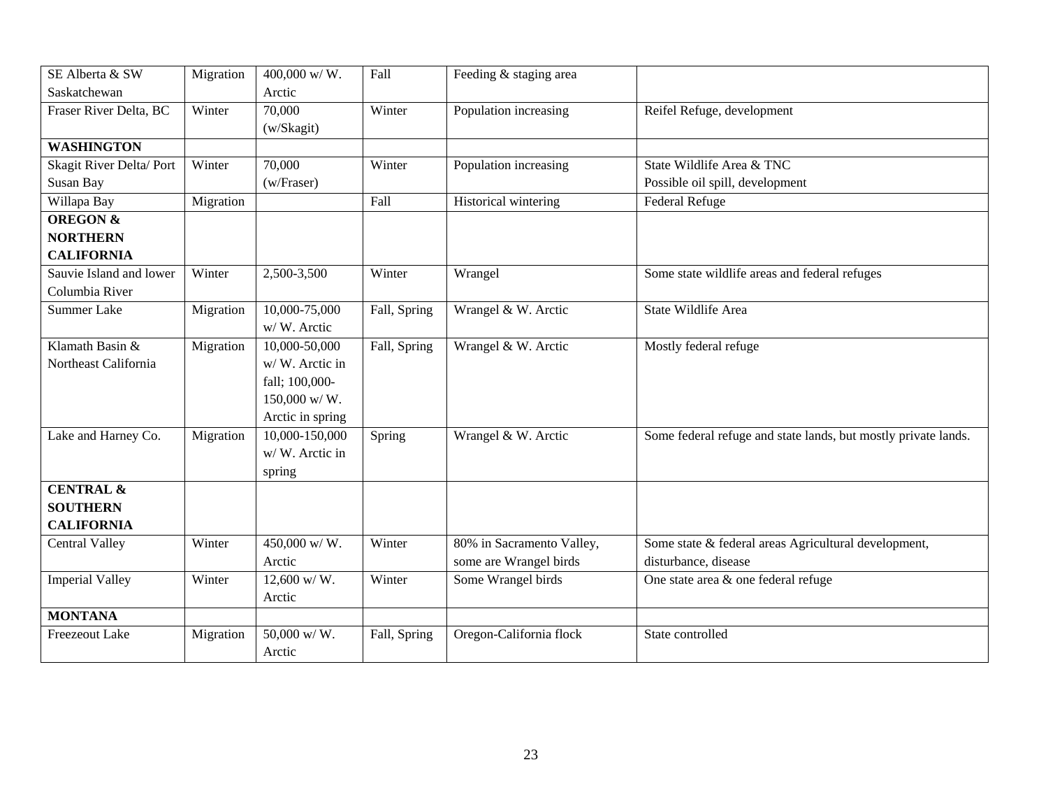| | | | | | |
|---|---|---|---|---|---|
| SE Alberta & SW Saskatchewan | Migration | 400,000 w/ W. Arctic | Fall | Feeding & staging area | |
| Fraser River Delta, BC | Winter | 70,000 (w/Skagit) | Winter | Population increasing | Reifel Refuge, development |
| **WASHINGTON** | | | | | |
| Skagit River Delta/ Port Susan Bay | Winter | 70,000 (w/Fraser) | Winter | Population increasing | State Wildlife Area & TNC<br>Possible oil spill, development |
| Willapa Bay | Migration | | Fall | Historical wintering | Federal Refuge |
| **OREGON & NORTHERN CALIFORNIA** | | | | | |
| Sauvie Island and lower Columbia River | Winter | 2,500-3,500 | Winter | Wrangel | Some state wildlife areas and federal refuges |
| Summer Lake | Migration | 10,000-75,000 w/ W. Arctic | Fall, Spring | Wrangel & W. Arctic | State Wildlife Area |
| Klamath Basin & Northeast California | Migration | 10,000-50,000 w/ W. Arctic in fall; 100,000-150,000 w/ W. Arctic in spring | Fall, Spring | Wrangel & W. Arctic | Mostly federal refuge |
| Lake and Harney Co. | Migration | 10,000-150,000 w/ W. Arctic in spring | Spring | Wrangel & W. Arctic | Some federal refuge and state lands, but mostly private lands. |
| **CENTRAL & SOUTHERN CALIFORNIA** | | | | | |
| Central Valley | Winter | 450,000 w/ W. Arctic | Winter | 80% in Sacramento Valley, some are Wrangel birds | Some state & federal areas Agricultural development, disturbance, disease |
| Imperial Valley | Winter | 12,600 w/ W. Arctic | Winter | Some Wrangel birds | One state area & one federal refuge |
| **MONTANA** | | | | | |
| Freezeout Lake | Migration | 50,000 w/ W. Arctic | Fall, Spring | Oregon-California flock | State controlled |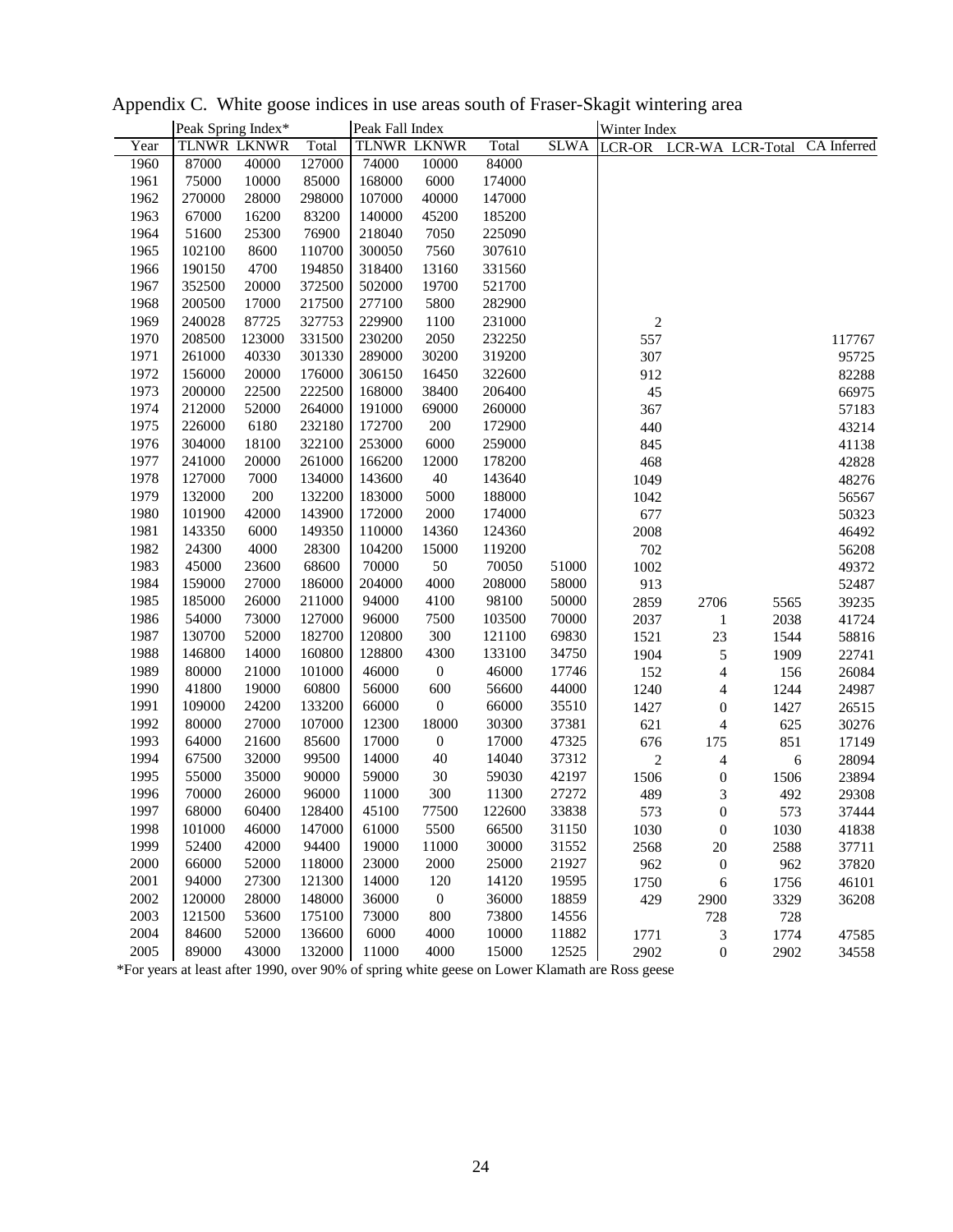Appendix C. White goose indices in use areas south of Fraser-Skagit wintering area

| | Peak Spring Index* | | | Peak Fall Index | | | | Winter Index | | | |
|---|---|---|---|---|---|---|---|---|---|---|---|
| Year | TLNWR | LKNWR | Total | TLNWR | LKNWR | Total | SLWA | LCR-OR | LCR-WA | LCR-Total | CA Inferred |
| 1960 | 87000 | 40000 | 127000 | 74000 | 10000 | 84000 | | | | | |
| 1961 | 75000 | 10000 | 85000 | 168000 | 6000 | 174000 | | | | | |
| 1962 | 270000 | 28000 | 298000 | 107000 | 40000 | 147000 | | | | | |
| 1963 | 67000 | 16200 | 83200 | 140000 | 45200 | 185200 | | | | | |
| 1964 | 51600 | 25300 | 76900 | 218040 | 7050 | 225090 | | | | | |
| 1965 | 102100 | 8600 | 110700 | 300050 | 7560 | 307610 | | | | | |
| 1966 | 190150 | 4700 | 194850 | 318400 | 13160 | 331560 | | | | | |
| 1967 | 352500 | 20000 | 372500 | 502000 | 19700 | 521700 | | | | | |
| 1968 | 200500 | 17000 | 217500 | 277100 | 5800 | 282900 | | | | | |
| 1969 | 240028 | 87725 | 327753 | 229900 | 1100 | 231000 | | 2 | | | |
| 1970 | 208500 | 123000 | 331500 | 230200 | 2050 | 232250 | | 557 | | | 117767 |
| 1971 | 261000 | 40330 | 301330 | 289000 | 30200 | 319200 | | 307 | | | 95725 |
| 1972 | 156000 | 20000 | 176000 | 306150 | 16450 | 322600 | | 912 | | | 82288 |
| 1973 | 200000 | 22500 | 222500 | 168000 | 38400 | 206400 | | 45 | | | 66975 |
| 1974 | 212000 | 52000 | 264000 | 191000 | 69000 | 260000 | | 367 | | | 57183 |
| 1975 | 226000 | 6180 | 232180 | 172700 | 200 | 172900 | | 440 | | | 43214 |
| 1976 | 304000 | 18100 | 322100 | 253000 | 6000 | 259000 | | 845 | | | 41138 |
| 1977 | 241000 | 20000 | 261000 | 166200 | 12000 | 178200 | | 468 | | | 42828 |
| 1978 | 127000 | 7000 | 134000 | 143600 | 40 | 143640 | | 1049 | | | 48276 |
| 1979 | 132000 | 200 | 132200 | 183000 | 5000 | 188000 | | 1042 | | | 56567 |
| 1980 | 101900 | 42000 | 143900 | 172000 | 2000 | 174000 | | 677 | | | 50323 |
| 1981 | 143350 | 6000 | 149350 | 110000 | 14360 | 124360 | | 2008 | | | 46492 |
| 1982 | 24300 | 4000 | 28300 | 104200 | 15000 | 119200 | | 702 | | | 56208 |
| 1983 | 45000 | 23600 | 68600 | 70000 | 50 | 70050 | 51000 | 1002 | | | 49372 |
| 1984 | 159000 | 27000 | 186000 | 204000 | 4000 | 208000 | 58000 | 913 | | | 52487 |
| 1985 | 185000 | 26000 | 211000 | 94000 | 4100 | 98100 | 50000 | 2859 | 2706 | 5565 | 39235 |
| 1986 | 54000 | 73000 | 127000 | 96000 | 7500 | 103500 | 70000 | 2037 | 1 | 2038 | 41724 |
| 1987 | 130700 | 52000 | 182700 | 120800 | 300 | 121100 | 69830 | 1521 | 23 | 1544 | 58816 |
| 1988 | 146800 | 14000 | 160800 | 128800 | 4300 | 133100 | 34750 | 1904 | 5 | 1909 | 22741 |
| 1989 | 80000 | 21000 | 101000 | 46000 | 0 | 46000 | 17746 | 152 | 4 | 156 | 26084 |
| 1990 | 41800 | 19000 | 60800 | 56000 | 600 | 56600 | 44000 | 1240 | 4 | 1244 | 24987 |
| 1991 | 109000 | 24200 | 133200 | 66000 | 0 | 66000 | 35510 | 1427 | 0 | 1427 | 26515 |
| 1992 | 80000 | 27000 | 107000 | 12300 | 18000 | 30300 | 37381 | 621 | 4 | 625 | 30276 |
| 1993 | 64000 | 21600 | 85600 | 17000 | 0 | 17000 | 47325 | 676 | 175 | 851 | 17149 |
| 1994 | 67500 | 32000 | 99500 | 14000 | 40 | 14040 | 37312 | 2 | 4 | 6 | 28094 |
| 1995 | 55000 | 35000 | 90000 | 59000 | 30 | 59030 | 42197 | 1506 | 0 | 1506 | 23894 |
| 1996 | 70000 | 26000 | 96000 | 11000 | 300 | 11300 | 27272 | 489 | 3 | 492 | 29308 |
| 1997 | 68000 | 60400 | 128400 | 45100 | 77500 | 122600 | 33838 | 573 | 0 | 573 | 37444 |
| 1998 | 101000 | 46000 | 147000 | 61000 | 5500 | 66500 | 31150 | 1030 | 0 | 1030 | 41838 |
| 1999 | 52400 | 42000 | 94400 | 19000 | 11000 | 30000 | 31552 | 2568 | 20 | 2588 | 37711 |
| 2000 | 66000 | 52000 | 118000 | 23000 | 2000 | 25000 | 21927 | 962 | 0 | 962 | 37820 |
| 2001 | 94000 | 27300 | 121300 | 14000 | 120 | 14120 | 19595 | 1750 | 6 | 1756 | 46101 |
| 2002 | 120000 | 28000 | 148000 | 36000 | 0 | 36000 | 18859 | 429 | 2900 | 3329 | 36208 |
| 2003 | 121500 | 53600 | 175100 | 73000 | 800 | 73800 | 14556 | | 728 | 728 | |
| 2004 | 84600 | 52000 | 136600 | 6000 | 4000 | 10000 | 11882 | 1771 | 3 | 1774 | 47585 |
| 2005 | 89000 | 43000 | 132000 | 11000 | 4000 | 15000 | 12525 | 2902 | 0 | 2902 | 34558 |

*For years at least after 1990, over 90% of spring white geese on Lower Klamath are Ross geese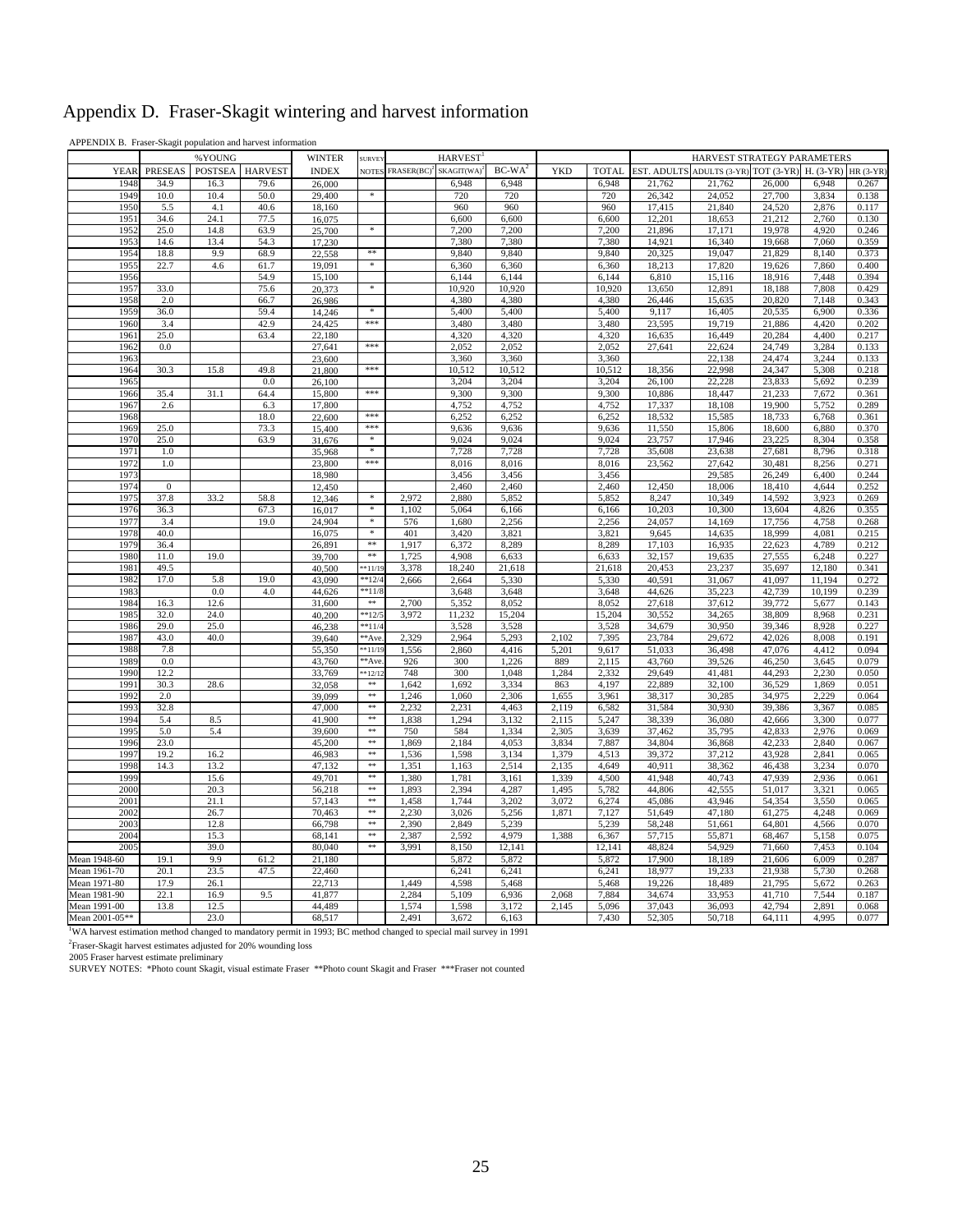# Appendix D. Fraser-Skagit wintering and harvest information

APPENDIX B. Fraser-Skagit population and harvest information

| | %YOUNG | | | WINTER | SURVEY | HARVEST[1] | | | | | HARVEST STRATEGY PARAMETERS | | | | |
|---|---|---|---|---|---|---|---|---|---|---|---|---|---|---|---|
| YEAR | PRESEAS | POSTSEA | HARVEST | INDEX | NOTES | FRASER(BC)[2] | SKAGIT(WA)[2] | BC-WA[2] | YKD | TOTAL | EST. ADULTS | ADULTS (3-YR) | TOT (3-YR) | H. (3-YR) | HR (3-YR) |
| 1948 | 34.9 | 16.3 | 79.6 | 26,000 | | | 6,948 | 6,948 | | 6,948 | 21,762 | 21,762 | 26,000 | 6,948 | 0.267 |
| 1949 | 10.0 | 10.4 | 50.0 | 29,400 | * | | 720 | 720 | | 720 | 26,342 | 24,052 | 27,700 | 3,834 | 0.138 |
| 1950 | 5.5 | 4.1 | 40.6 | 18,160 | | | 960 | 960 | | 960 | 17,415 | 21,840 | 24,520 | 2,876 | 0.117 |
| 1951 | 34.6 | 24.1 | 77.5 | 16,075 | | | 6,600 | 6,600 | | 6,600 | 12,201 | 18,653 | 21,212 | 2,760 | 0.130 |
| 1952 | 25.0 | 14.8 | 63.9 | 25,700 | * | | 7,200 | 7,200 | | 7,200 | 21,896 | 17,171 | 19,978 | 4,920 | 0.246 |
| 1953 | 14.6 | 13.4 | 54.3 | 17,230 | | | 7,380 | 7,380 | | 7,380 | 14,921 | 16,340 | 19,668 | 7,060 | 0.359 |
| 1954 | 18.8 | 9.9 | 68.9 | 22,558 | ** | | 9,840 | 9,840 | | 9,840 | 20,325 | 19,047 | 21,829 | 8,140 | 0.373 |
| 1955 | 22.7 | 4.6 | 61.7 | 19,091 | * | | 6,360 | 6,360 | | 6,360 | 18,213 | 17,820 | 19,626 | 7,860 | 0.400 |
| 1956 | | | 54.9 | 15,100 | | | 6,144 | 6,144 | | 6,144 | 6,810 | 15,116 | 18,916 | 7,448 | 0.394 |
| 1957 | 33.0 | | 75.6 | 20,373 | * | | 10,920 | 10,920 | | 10,920 | 13,650 | 12,891 | 18,188 | 7,808 | 0.429 |
| 1958 | 2.0 | | 66.7 | 26,986 | | | 4,380 | 4,380 | | 4,380 | 26,446 | 15,635 | 20,820 | 7,148 | 0.343 |
| 1959 | 36.0 | | 59.4 | 14,246 | * | | 5,400 | 5,400 | | 5,400 | 9,117 | 16,405 | 20,535 | 6,900 | 0.336 |
| 1960 | 3.4 | | 42.9 | 24,425 | *** | | 3,480 | 3,480 | | 3,480 | 23,595 | 19,719 | 21,886 | 4,420 | 0.202 |
| 1961 | 25.0 | | 63.4 | 22,180 | | | 4,320 | 4,320 | | 4,320 | 16,635 | 16,449 | 20,284 | 4,400 | 0.217 |
| 1962 | 0.0 | | | 27,641 | *** | | 2,052 | 2,052 | | 2,052 | 27,641 | 22,624 | 24,749 | 3,284 | 0.133 |
| 1963 | | | | 23,600 | | | 3,360 | 3,360 | | 3,360 | | 22,138 | 24,474 | 3,244 | 0.133 |
| 1964 | 30.3 | 15.8 | 49.8 | 21,800 | *** | | 10,512 | 10,512 | | 10,512 | 18,356 | 22,998 | 24,347 | 5,308 | 0.218 |
| 1965 | | | 0.0 | 26,100 | | | 3,204 | 3,204 | | 3,204 | 26,100 | 22,228 | 23,833 | 5,692 | 0.239 |
| 1966 | 35.4 | 31.1 | 64.4 | 15,800 | *** | | 9,300 | 9,300 | | 9,300 | 10,886 | 18,447 | 21,233 | 7,672 | 0.361 |
| 1967 | 2.6 | | 6.3 | 17,800 | | | 4,752 | 4,752 | | 4,752 | 17,337 | 18,108 | 19,900 | 5,752 | 0.289 |
| 1968 | | | 18.0 | 22,600 | *** | | 6,252 | 6,252 | | 6,252 | 18,532 | 15,585 | 18,733 | 6,768 | 0.361 |
| 1969 | 25.0 | | 73.3 | 15,400 | *** | | 9,636 | 9,636 | | 9,636 | 11,550 | 15,806 | 18,600 | 6,880 | 0.370 |
| 1970 | 25.0 | | 63.9 | 31,676 | * | | 9,024 | 9,024 | | 9,024 | 23,757 | 17,946 | 23,225 | 8,304 | 0.358 |
| 1971 | 1.0 | | | 35,968 | * | | 7,728 | 7,728 | | 7,728 | 35,608 | 23,638 | 27,681 | 8,796 | 0.318 |
| 1972 | 1.0 | | | 23,800 | *** | | 8,016 | 8,016 | | 8,016 | 23,562 | 27,642 | 30,481 | 8,256 | 0.271 |
| 1973 | | | | 18,980 | | | 3,456 | 3,456 | | 3,456 | | 29,585 | 26,249 | 6,400 | 0.244 |
| 1974 | 0 | | | 12,450 | | | 2,460 | 2,460 | | 2,460 | 12,450 | 18,006 | 18,410 | 4,644 | 0.252 |
| 1975 | 37.8 | 33.2 | 58.8 | 12,346 | * | 2,972 | 2,880 | 5,852 | | 5,852 | 8,247 | 10,349 | 14,592 | 3,923 | 0.269 |
| 1976 | 36.3 | | 67.3 | 16,017 | * | 1,102 | 5,064 | 6,166 | | 6,166 | 10,203 | 10,300 | 13,604 | 4,826 | 0.355 |
| 1977 | 3.4 | | 19.0 | 24,904 | * | 576 | 1,680 | 2,256 | | 2,256 | 24,057 | 14,169 | 17,756 | 4,758 | 0.268 |
| 1978 | 40.0 | | | 16,075 | * | 401 | 3,420 | 3,821 | | 3,821 | 9,645 | 14,635 | 18,999 | 4,081 | 0.215 |
| 1979 | 36.4 | | | 26,891 | ** | 1,917 | 6,372 | 8,289 | | 8,289 | 17,103 | 16,935 | 22,623 | 4,789 | 0.212 |
| 1980 | 11.0 | 19.0 | | 39,700 | ** | 1,725 | 4,908 | 6,633 | | 6,633 | 32,157 | 19,635 | 27,555 | 6,248 | 0.227 |
| 1981 | 49.5 | | | 40,500 | **11/19 | 3,378 | 18,240 | 21,618 | | 21,618 | 20,453 | 23,237 | 35,697 | 12,180 | 0.341 |
| 1982 | 17.0 | 5.8 | 19.0 | 43,090 | **12/4 | 2,666 | 2,664 | 5,330 | | 5,330 | 40,591 | 31,067 | 41,097 | 11,194 | 0.272 |
| 1983 | | 0.0 | 4.0 | 44,626 | **11/8 | | 3,648 | 3,648 | | 3,648 | 44,626 | 35,223 | 42,739 | 10,199 | 0.239 |
| 1984 | 16.3 | 12.6 | | 31,600 | ** | 2,700 | 5,352 | 8,052 | | 8,052 | 27,618 | 37,612 | 39,772 | 5,677 | 0.143 |
| 1985 | 32.0 | 24.0 | | 40,200 | **12/5 | 3,972 | 11,232 | 15,204 | | 15,204 | 30,552 | 34,265 | 38,809 | 8,968 | 0.231 |
| 1986 | 29.0 | 25.0 | | 46,238 | **11/4 | | 3,528 | 3,528 | | 3,528 | 34,679 | 30,950 | 39,346 | 8,928 | 0.227 |
| 1987 | 43.0 | 40.0 | | 39,640 | **Ave. | 2,329 | 2,964 | 5,293 | 2,102 | 7,395 | 23,784 | 29,672 | 42,026 | 8,008 | 0.191 |
| 1988 | 7.8 | | | 55,350 | **11/19 | 1,556 | 2,860 | 4,416 | 5,201 | 9,617 | 51,033 | 36,498 | 47,076 | 4,412 | 0.094 |
| 1989 | 0.0 | | | 43,760 | **Ave. | 926 | 300 | 1,226 | 889 | 2,115 | 43,760 | 39,526 | 46,250 | 3,645 | 0.079 |
| 1990 | 12.2 | | | 33,769 | **12/12 | 748 | 300 | 1,048 | 1,284 | 2,332 | 29,649 | 41,481 | 44,293 | 2,230 | 0.050 |
| 1991 | 30.3 | 28.6 | | 32,058 | ** | 1,642 | 1,692 | 3,334 | 863 | 4,197 | 22,889 | 32,100 | 36,529 | 1,869 | 0.051 |
| 1992 | 2.0 | | | 39,099 | ** | 1,246 | 1,060 | 2,306 | 1,655 | 3,961 | 38,317 | 30,285 | 34,975 | 2,229 | 0.064 |
| 1993 | 32.8 | | | 47,000 | ** | 2,232 | 2,231 | 4,463 | 2,119 | 6,582 | 31,584 | 30,930 | 39,386 | 3,367 | 0.085 |
| 1994 | 5.4 | 8.5 | | 41,900 | ** | 1,838 | 1,294 | 3,132 | 2,115 | 5,247 | 38,339 | 36,080 | 42,666 | 3,300 | 0.077 |
| 1995 | 5.0 | 5.4 | | 39,600 | ** | 750 | 584 | 1,334 | 2,305 | 3,639 | 37,462 | 35,795 | 42,833 | 2,976 | 0.069 |
| 1996 | 23.0 | | | 45,200 | ** | 1,869 | 2,184 | 4,053 | 3,834 | 7,887 | 34,804 | 36,868 | 42,233 | 2,840 | 0.067 |
| 1997 | 19.2 | 16.2 | | 46,983 | ** | 1,536 | 1,598 | 3,134 | 1,379 | 4,513 | 39,372 | 37,212 | 43,928 | 2,841 | 0.065 |
| 1998 | 14.3 | 13.2 | | 47,132 | ** | 1,351 | 1,163 | 2,514 | 2,135 | 4,649 | 40,911 | 38,362 | 46,438 | 3,234 | 0.070 |
| 1999 | | 15.6 | | 49,701 | ** | 1,380 | 1,781 | 3,161 | 1,339 | 4,500 | 41,948 | 40,743 | 47,939 | 2,936 | 0.061 |
| 2000 | | 20.3 | | 56,218 | ** | 1,893 | 2,394 | 4,287 | 1,495 | 5,782 | 44,806 | 42,555 | 51,017 | 3,321 | 0.065 |
| 2001 | | 21.1 | | 57,143 | ** | 1,458 | 1,744 | 3,202 | 3,072 | 6,274 | 45,086 | 43,946 | 54,354 | 3,550 | 0.065 |
| 2002 | | 26.7 | | 70,463 | ** | 2,230 | 3,026 | 5,256 | 1,871 | 7,127 | 51,649 | 47,180 | 61,275 | 4,248 | 0.069 |
| 2003 | | 12.8 | | 66,798 | ** | 2,390 | 2,849 | 5,239 | | 5,239 | 58,248 | 51,661 | 64,801 | 4,566 | 0.070 |
| 2004 | | 15.3 | | 68,141 | ** | 2,387 | 2,592 | 4,979 | 1,388 | 6,367 | 57,715 | 55,871 | 68,467 | 5,158 | 0.075 |
| 2005 | | 39.0 | | 80,040 | ** | 3,991 | 8,150 | 12,141 | | 12,141 | 48,824 | 54,929 | 71,660 | 7,453 | 0.104 |
| Mean 1948-60 | 19.1 | 9.9 | 61.2 | 21,180 | | | 5,872 | 5,872 | | 5,872 | 17,900 | 18,189 | 21,606 | 6,009 | 0.287 |
| Mean 1961-70 | 20.1 | 23.5 | 47.5 | 22,460 | | | 6,241 | 6,241 | | 6,241 | 18,977 | 19,233 | 21,938 | 5,730 | 0.268 |
| Mean 1971-80 | 17.9 | 26.1 | | 22,713 | | 1,449 | 4,598 | 5,468 | | 5,468 | 19,226 | 18,489 | 21,795 | 5,672 | 0.263 |
| Mean 1981-90 | 22.1 | 16.9 | 9.5 | 41,877 | | 2,284 | 5,109 | 6,936 | 2,068 | 7,884 | 34,674 | 33,953 | 41,710 | 7,544 | 0.187 |
| Mean 1991-00 | 13.8 | 12.5 | | 44,489 | | 1,574 | 1,598 | 3,172 | 2,145 | 5,096 | 37,043 | 36,093 | 42,794 | 2,891 | 0.068 |
| Mean 2001-05** | | 23.0 | | 68,517 | | 2,491 | 3,672 | 6,163 | | 7,430 | 52,305 | 50,718 | 64,111 | 4,995 | 0.077 |

[1]WA harvest estimation method changed to mandatory permit in 1993; BC method changed to special mail survey in 1991

[2]Fraser-Skagit harvest estimates adjusted for 20% wounding loss

2005 Fraser harvest estimate preliminary

SURVEY NOTES: *Photo count Skagit, visual estimate Fraser **Photo count Skagit and Fraser ***Fraser not counted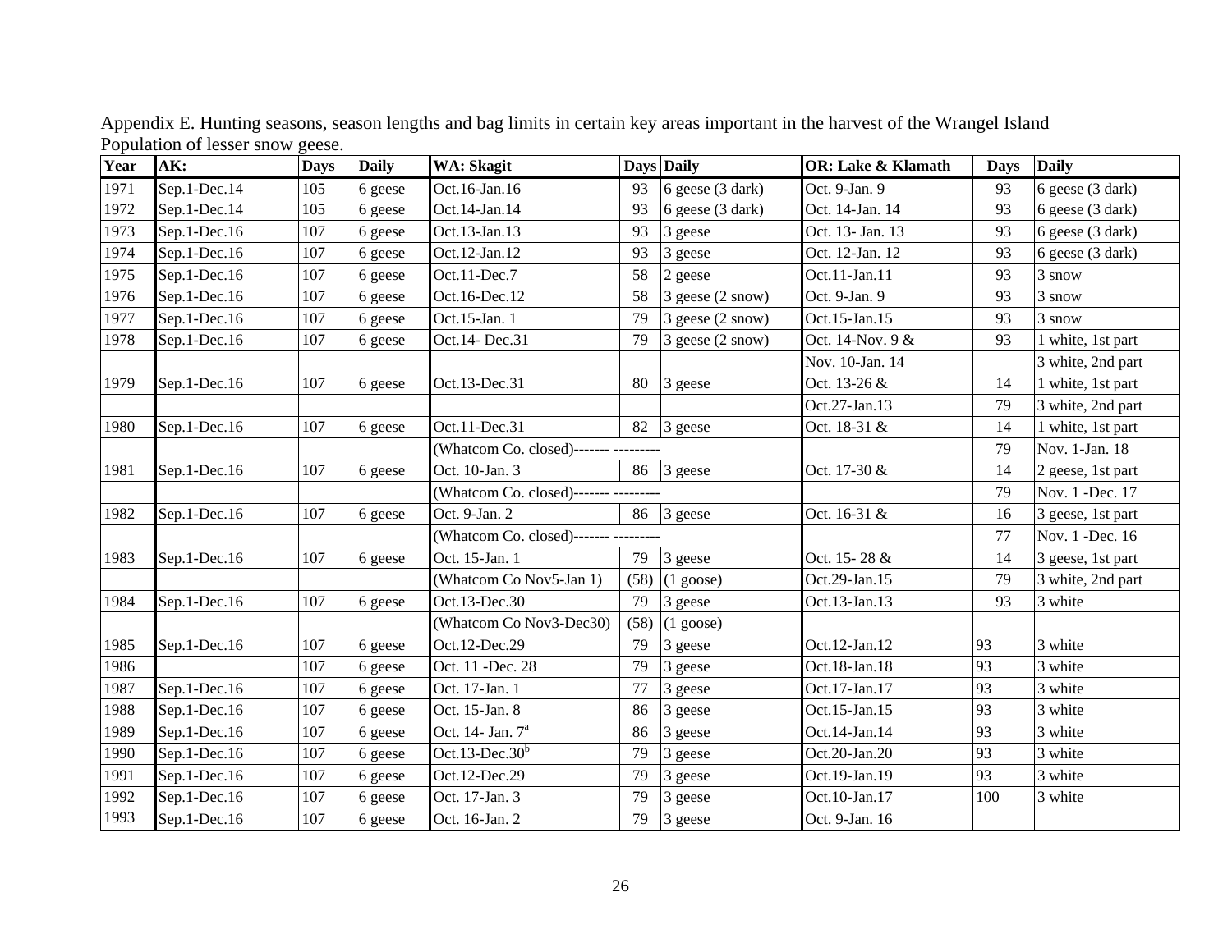Appendix E. Hunting seasons, season lengths and bag limits in certain key areas important in the harvest of the Wrangel Island Population of lesser snow geese.

| Year | AK: | Days | Daily | WA: Skagit | Days | Daily | OR: Lake & Klamath | Days | Daily |
|---|---|---|---|---|---|---|---|---|---|
| 1971 | Sep.1-Dec.14 | 105 | 6 geese | Oct.16-Jan.16 | 93 | 6 geese (3 dark) | Oct. 9-Jan. 9 | 93 | 6 geese (3 dark) |
| 1972 | Sep.1-Dec.14 | 105 | 6 geese | Oct.14-Jan.14 | 93 | 6 geese (3 dark) | Oct. 14-Jan. 14 | 93 | 6 geese (3 dark) |
| 1973 | Sep.1-Dec.16 | 107 | 6 geese | Oct.13-Jan.13 | 93 | 3 geese | Oct. 13- Jan. 13 | 93 | 6 geese (3 dark) |
| 1974 | Sep.1-Dec.16 | 107 | 6 geese | Oct.12-Jan.12 | 93 | 3 geese | Oct. 12-Jan. 12 | 93 | 6 geese (3 dark) |
| 1975 | Sep.1-Dec.16 | 107 | 6 geese | Oct.11-Dec.7 | 58 | 2 geese | Oct.11-Jan.11 | 93 | 3 snow |
| 1976 | Sep.1-Dec.16 | 107 | 6 geese | Oct.16-Dec.12 | 58 | 3 geese (2 snow) | Oct. 9-Jan. 9 | 93 | 3 snow |
| 1977 | Sep.1-Dec.16 | 107 | 6 geese | Oct.15-Jan. 1 | 79 | 3 geese (2 snow) | Oct.15-Jan.15 | 93 | 3 snow |
| 1978 | Sep.1-Dec.16 | 107 | 6 geese | Oct.14- Dec.31 | 79 | 3 geese (2 snow) | Oct. 14-Nov. 9 & | 93 | 1 white, 1st part |
| | | | | | | | Nov. 10-Jan. 14 | | 3 white, 2nd part |
| 1979 | Sep.1-Dec.16 | 107 | 6 geese | Oct.13-Dec.31 | 80 | 3 geese | Oct. 13-26 & | 14 | 1 white, 1st part |
| | | | | | | | Oct.27-Jan.13 | 79 | 3 white, 2nd part |
| 1980 | Sep.1-Dec.16 | 107 | 6 geese | Oct.11-Dec.31 | 82 | 3 geese | Oct. 18-31 & | 14 | 1 white, 1st part |
| | | | | (Whatcom Co. closed)------- --------- | | | | 79 | Nov. 1-Jan. 18 |
| 1981 | Sep.1-Dec.16 | 107 | 6 geese | Oct. 10-Jan. 3 | 86 | 3 geese | Oct. 17-30 & | 14 | 2 geese, 1st part |
| | | | | (Whatcom Co. closed)------- --------- | | | | 79 | Nov. 1 -Dec. 17 |
| 1982 | Sep.1-Dec.16 | 107 | 6 geese | Oct. 9-Jan. 2 | 86 | 3 geese | Oct. 16-31 & | 16 | 3 geese, 1st part |
| | | | | (Whatcom Co. closed)------- --------- | | | | 77 | Nov. 1 -Dec. 16 |
| 1983 | Sep.1-Dec.16 | 107 | 6 geese | Oct. 15-Jan. 1 | 79 | 3 geese | Oct. 15- 28 & | 14 | 3 geese, 1st part |
| | | | | (Whatcom Co Nov5-Jan 1) | (58) | (1 goose) | Oct.29-Jan.15 | 79 | 3 white, 2nd part |
| 1984 | Sep.1-Dec.16 | 107 | 6 geese | Oct.13-Dec.30 | 79 | 3 geese | Oct.13-Jan.13 | 93 | 3 white |
| | | | | (Whatcom Co Nov3-Dec30) | (58) | (1 goose) | | | |
| 1985 | Sep.1-Dec.16 | 107 | 6 geese | Oct.12-Dec.29 | 79 | 3 geese | Oct.12-Jan.12 | 93 | 3 white |
| 1986 | | 107 | 6 geese | Oct. 11 -Dec. 28 | 79 | 3 geese | Oct.18-Jan.18 | 93 | 3 white |
| 1987 | Sep.1-Dec.16 | 107 | 6 geese | Oct. 17-Jan. 1 | 77 | 3 geese | Oct.17-Jan.17 | 93 | 3 white |
| 1988 | Sep.1-Dec.16 | 107 | 6 geese | Oct. 15-Jan. 8 | 86 | 3 geese | Oct.15-Jan.15 | 93 | 3 white |
| 1989 | Sep.1-Dec.16 | 107 | 6 geese | Oct. 14- Jan. 7[a] | 86 | 3 geese | Oct.14-Jan.14 | 93 | 3 white |
| 1990 | Sep.1-Dec.16 | 107 | 6 geese | Oct.13-Dec.30[b] | 79 | 3 geese | Oct.20-Jan.20 | 93 | 3 white |
| 1991 | Sep.1-Dec.16 | 107 | 6 geese | Oct.12-Dec.29 | 79 | 3 geese | Oct.19-Jan.19 | 93 | 3 white |
| 1992 | Sep.1-Dec.16 | 107 | 6 geese | Oct. 17-Jan. 3 | 79 | 3 geese | Oct.10-Jan.17 | 100 | 3 white |
| 1993 | Sep.1-Dec.16 | 107 | 6 geese | Oct. 16-Jan. 2 | 79 | 3 geese | Oct. 9-Jan. 16 | | |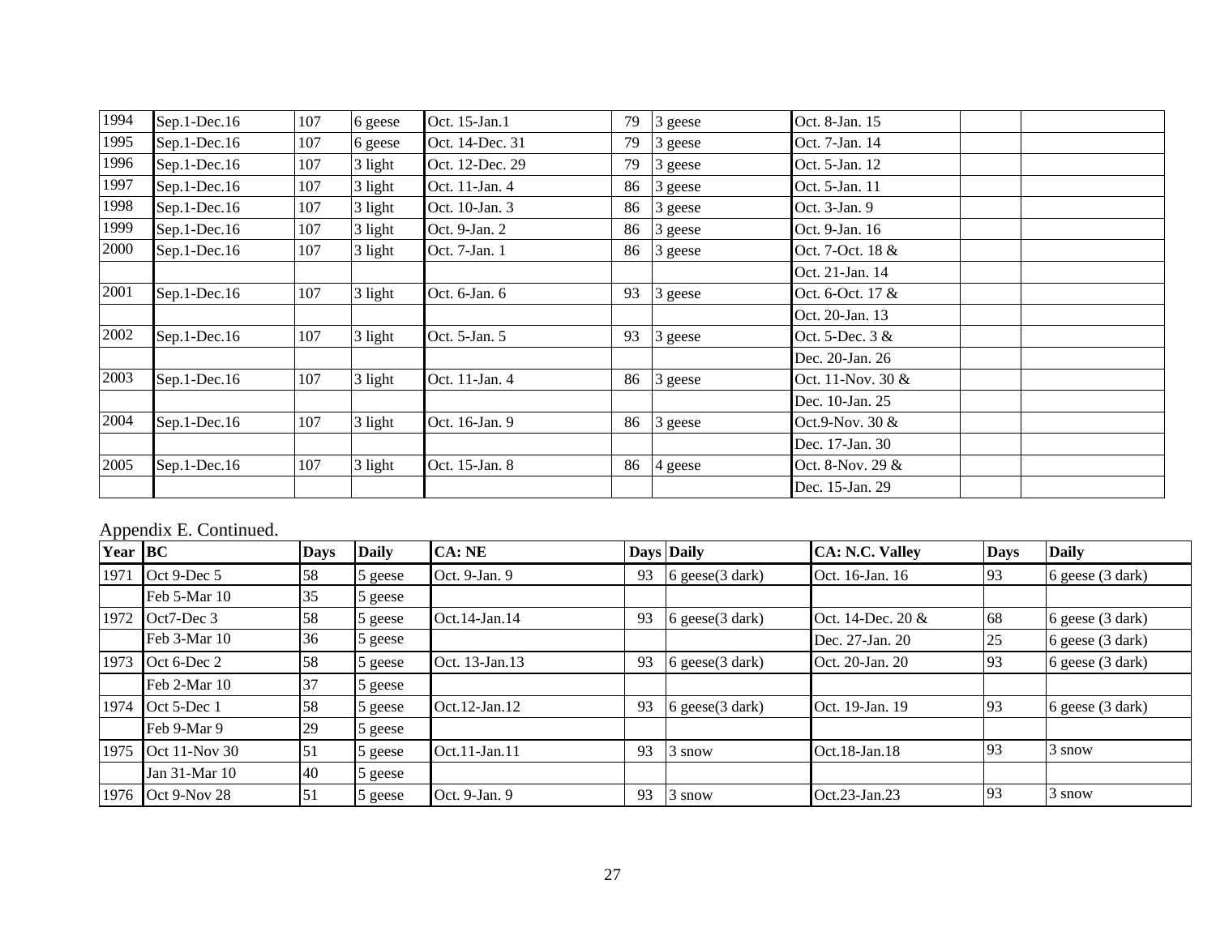| | | | | | | | | | |
|---|---|---|---|---|---|---|---|---|---|
| 1994 | Sep.1-Dec.16 | 107 | 6 geese | Oct. 15-Jan.1 | 79 | 3 geese | Oct. 8-Jan. 15 | | |
| 1995 | Sep.1-Dec.16 | 107 | 6 geese | Oct. 14-Dec. 31 | 79 | 3 geese | Oct. 7-Jan. 14 | | |
| 1996 | Sep.1-Dec.16 | 107 | 3 light | Oct. 12-Dec. 29 | 79 | 3 geese | Oct. 5-Jan. 12 | | |
| 1997 | Sep.1-Dec.16 | 107 | 3 light | Oct. 11-Jan. 4 | 86 | 3 geese | Oct. 5-Jan. 11 | | |
| 1998 | Sep.1-Dec.16 | 107 | 3 light | Oct. 10-Jan. 3 | 86 | 3 geese | Oct. 3-Jan. 9 | | |
| 1999 | Sep.1-Dec.16 | 107 | 3 light | Oct. 9-Jan. 2 | 86 | 3 geese | Oct. 9-Jan. 16 | | |
| 2000 | Sep.1-Dec.16 | 107 | 3 light | Oct. 7-Jan. 1 | 86 | 3 geese | Oct. 7-Oct. 18 & | | |
| | | | | | | | Oct. 21-Jan. 14 | | |
| 2001 | Sep.1-Dec.16 | 107 | 3 light | Oct. 6-Jan. 6 | 93 | 3 geese | Oct. 6-Oct. 17 & | | |
| | | | | | | | Oct. 20-Jan. 13 | | |
| 2002 | Sep.1-Dec.16 | 107 | 3 light | Oct. 5-Jan. 5 | 93 | 3 geese | Oct. 5-Dec. 3 & | | |
| | | | | | | | Dec. 20-Jan. 26 | | |
| 2003 | Sep.1-Dec.16 | 107 | 3 light | Oct. 11-Jan. 4 | 86 | 3 geese | Oct. 11-Nov. 30 & | | |
| | | | | | | | Dec. 10-Jan. 25 | | |
| 2004 | Sep.1-Dec.16 | 107 | 3 light | Oct. 16-Jan. 9 | 86 | 3 geese | Oct.9-Nov. 30 & | | |
| | | | | | | | Dec. 17-Jan. 30 | | |
| 2005 | Sep.1-Dec.16 | 107 | 3 light | Oct. 15-Jan. 8 | 86 | 4 geese | Oct. 8-Nov. 29 & | | |
| | | | | | | | Dec. 15-Jan. 29 | | |

Appendix E. Continued.

| Year | BC | Days | Daily | CA: NE | Days | Daily | CA: N.C. Valley | Days | Daily |
|---|---|---|---|---|---|---|---|---|---|
| 1971 | Oct 9-Dec 5 | 58 | 5 geese | Oct. 9-Jan. 9 | 93 | 6 geese(3 dark) | Oct. 16-Jan. 16 | 93 | 6 geese (3 dark) |
| | Feb 5-Mar 10 | 35 | 5 geese | | | | | | |
| 1972 | Oct7-Dec 3 | 58 | 5 geese | Oct.14-Jan.14 | 93 | 6 geese(3 dark) | Oct. 14-Dec. 20 & | 68 | 6 geese (3 dark) |
| | Feb 3-Mar 10 | 36 | 5 geese | | | | Dec. 27-Jan. 20 | 25 | 6 geese (3 dark) |
| 1973 | Oct 6-Dec 2 | 58 | 5 geese | Oct. 13-Jan.13 | 93 | 6 geese(3 dark) | Oct. 20-Jan. 20 | 93 | 6 geese (3 dark) |
| | Feb 2-Mar 10 | 37 | 5 geese | | | | | | |
| 1974 | Oct 5-Dec 1 | 58 | 5 geese | Oct.12-Jan.12 | 93 | 6 geese(3 dark) | Oct. 19-Jan. 19 | 93 | 6 geese (3 dark) |
| | Feb 9-Mar 9 | 29 | 5 geese | | | | | | |
| 1975 | Oct 11-Nov 30 | 51 | 5 geese | Oct.11-Jan.11 | 93 | 3 snow | Oct.18-Jan.18 | 93 | 3 snow |
| | Jan 31-Mar 10 | 40 | 5 geese | | | | | | |
| 1976 | Oct 9-Nov 28 | 51 | 5 geese | Oct. 9-Jan. 9 | 93 | 3 snow | Oct.23-Jan.23 | 93 | 3 snow |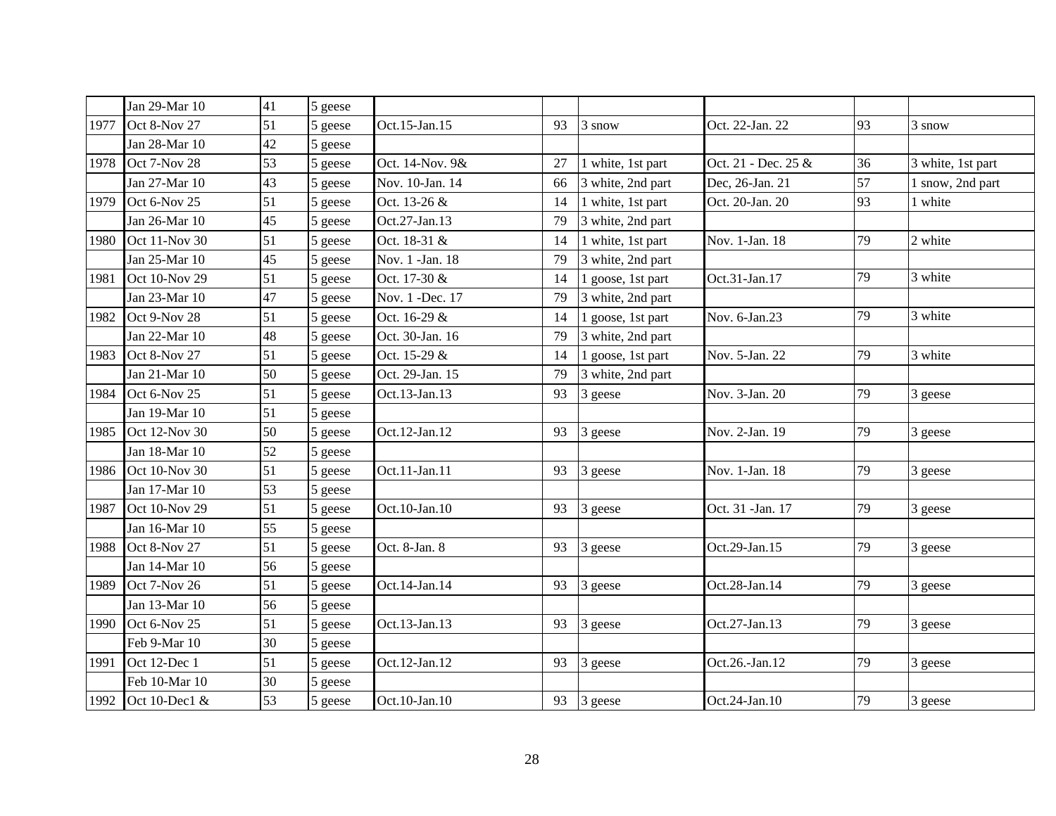| | | | | | | | | | |
|---|---|---|---|---|---|---|---|---|---|
| | Jan 29-Mar 10 | 41 | 5 geese | | | | | | |
| 1977 | Oct 8-Nov 27 | 51 | 5 geese | Oct.15-Jan.15 | 93 | 3 snow | Oct. 22-Jan. 22 | 93 | 3 snow |
| | Jan 28-Mar 10 | 42 | 5 geese | | | | | | |
| 1978 | Oct 7-Nov 28 | 53 | 5 geese | Oct. 14-Nov. 9& | 27 | 1 white, 1st part | Oct. 21 - Dec. 25 & | 36 | 3 white, 1st part |
| | Jan 27-Mar 10 | 43 | 5 geese | Nov. 10-Jan. 14 | 66 | 3 white, 2nd part | Dec, 26-Jan. 21 | 57 | 1 snow, 2nd part |
| 1979 | Oct 6-Nov 25 | 51 | 5 geese | Oct. 13-26 & | 14 | 1 white, 1st part | Oct. 20-Jan. 20 | 93 | 1 white |
| | Jan 26-Mar 10 | 45 | 5 geese | Oct.27-Jan.13 | 79 | 3 white, 2nd part | | | |
| 1980 | Oct 11-Nov 30 | 51 | 5 geese | Oct. 18-31 & | 14 | 1 white, 1st part | Nov. 1-Jan. 18 | 79 | 2 white |
| | Jan 25-Mar 10 | 45 | 5 geese | Nov. 1 -Jan. 18 | 79 | 3 white, 2nd part | | | |
| 1981 | Oct 10-Nov 29 | 51 | 5 geese | Oct. 17-30 & | 14 | 1 goose, 1st part | Oct.31-Jan.17 | 79 | 3 white |
| | Jan 23-Mar 10 | 47 | 5 geese | Nov. 1 -Dec. 17 | 79 | 3 white, 2nd part | | | |
| 1982 | Oct 9-Nov 28 | 51 | 5 geese | Oct. 16-29 & | 14 | 1 goose, 1st part | Nov. 6-Jan.23 | 79 | 3 white |
| | Jan 22-Mar 10 | 48 | 5 geese | Oct. 30-Jan. 16 | 79 | 3 white, 2nd part | | | |
| 1983 | Oct 8-Nov 27 | 51 | 5 geese | Oct. 15-29 & | 14 | 1 goose, 1st part | Nov. 5-Jan. 22 | 79 | 3 white |
| | Jan 21-Mar 10 | 50 | 5 geese | Oct. 29-Jan. 15 | 79 | 3 white, 2nd part | | | |
| 1984 | Oct 6-Nov 25 | 51 | 5 geese | Oct.13-Jan.13 | 93 | 3 geese | Nov. 3-Jan. 20 | 79 | 3 geese |
| | Jan 19-Mar 10 | 51 | 5 geese | | | | | | |
| 1985 | Oct 12-Nov 30 | 50 | 5 geese | Oct.12-Jan.12 | 93 | 3 geese | Nov. 2-Jan. 19 | 79 | 3 geese |
| | Jan 18-Mar 10 | 52 | 5 geese | | | | | | |
| 1986 | Oct 10-Nov 30 | 51 | 5 geese | Oct.11-Jan.11 | 93 | 3 geese | Nov. 1-Jan. 18 | 79 | 3 geese |
| | Jan 17-Mar 10 | 53 | 5 geese | | | | | | |
| 1987 | Oct 10-Nov 29 | 51 | 5 geese | Oct.10-Jan.10 | 93 | 3 geese | Oct. 31 -Jan. 17 | 79 | 3 geese |
| | Jan 16-Mar 10 | 55 | 5 geese | | | | | | |
| 1988 | Oct 8-Nov 27 | 51 | 5 geese | Oct. 8-Jan. 8 | 93 | 3 geese | Oct.29-Jan.15 | 79 | 3 geese |
| | Jan 14-Mar 10 | 56 | 5 geese | | | | | | |
| 1989 | Oct 7-Nov 26 | 51 | 5 geese | Oct.14-Jan.14 | 93 | 3 geese | Oct.28-Jan.14 | 79 | 3 geese |
| | Jan 13-Mar 10 | 56 | 5 geese | | | | | | |
| 1990 | Oct 6-Nov 25 | 51 | 5 geese | Oct.13-Jan.13 | 93 | 3 geese | Oct.27-Jan.13 | 79 | 3 geese |
| | Feb 9-Mar 10 | 30 | 5 geese | | | | | | |
| 1991 | Oct 12-Dec 1 | 51 | 5 geese | Oct.12-Jan.12 | 93 | 3 geese | Oct.26.-Jan.12 | 79 | 3 geese |
| | Feb 10-Mar 10 | 30 | 5 geese | | | | | | |
| 1992 | Oct 10-Dec1 & | 53 | 5 geese | Oct.10-Jan.10 | 93 | 3 geese | Oct.24-Jan.10 | 79 | 3 geese |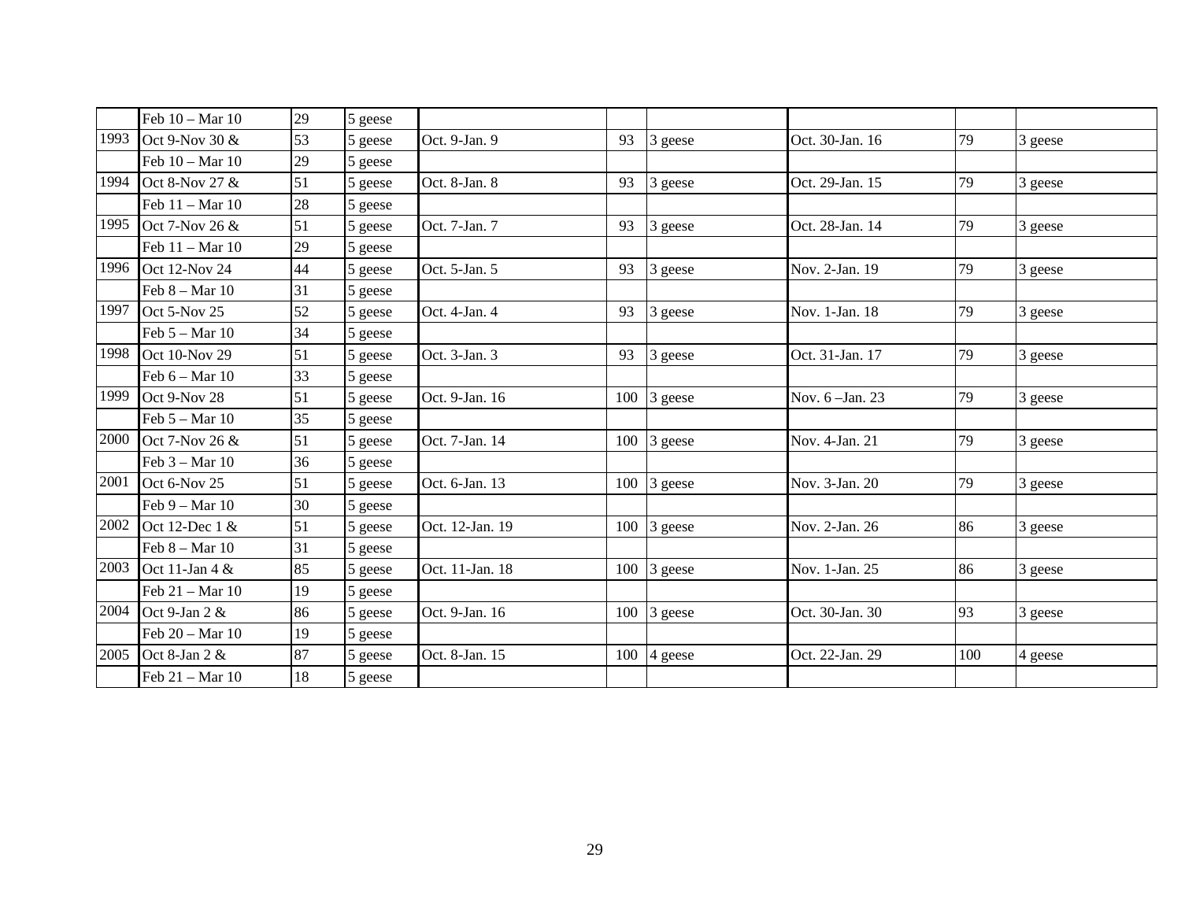| | | | | | | | | | |
|---|---|---|---|---|---|---|---|---|---|
| | Feb 10 – Mar 10 | 29 | 5 geese | | | | | | |
| 1993 | Oct 9-Nov 30 & | 53 | 5 geese | Oct. 9-Jan. 9 | 93 | 3 geese | Oct. 30-Jan. 16 | 79 | 3 geese |
| | Feb 10 – Mar 10 | 29 | 5 geese | | | | | | |
| 1994 | Oct 8-Nov 27 & | 51 | 5 geese | Oct. 8-Jan. 8 | 93 | 3 geese | Oct. 29-Jan. 15 | 79 | 3 geese |
| | Feb 11 – Mar 10 | 28 | 5 geese | | | | | | |
| 1995 | Oct 7-Nov 26 & | 51 | 5 geese | Oct. 7-Jan. 7 | 93 | 3 geese | Oct. 28-Jan. 14 | 79 | 3 geese |
| | Feb 11 – Mar 10 | 29 | 5 geese | | | | | | |
| 1996 | Oct 12-Nov 24 | 44 | 5 geese | Oct. 5-Jan. 5 | 93 | 3 geese | Nov. 2-Jan. 19 | 79 | 3 geese |
| | Feb 8 – Mar 10 | 31 | 5 geese | | | | | | |
| 1997 | Oct 5-Nov 25 | 52 | 5 geese | Oct. 4-Jan. 4 | 93 | 3 geese | Nov. 1-Jan. 18 | 79 | 3 geese |
| | Feb 5 – Mar 10 | 34 | 5 geese | | | | | | |
| 1998 | Oct 10-Nov 29 | 51 | 5 geese | Oct. 3-Jan. 3 | 93 | 3 geese | Oct. 31-Jan. 17 | 79 | 3 geese |
| | Feb 6 – Mar 10 | 33 | 5 geese | | | | | | |
| 1999 | Oct 9-Nov 28 | 51 | 5 geese | Oct. 9-Jan. 16 | 100 | 3 geese | Nov. 6 –Jan. 23 | 79 | 3 geese |
| | Feb 5 – Mar 10 | 35 | 5 geese | | | | | | |
| 2000 | Oct 7-Nov 26 & | 51 | 5 geese | Oct. 7-Jan. 14 | 100 | 3 geese | Nov. 4-Jan. 21 | 79 | 3 geese |
| | Feb 3 – Mar 10 | 36 | 5 geese | | | | | | |
| 2001 | Oct 6-Nov 25 | 51 | 5 geese | Oct. 6-Jan. 13 | 100 | 3 geese | Nov. 3-Jan. 20 | 79 | 3 geese |
| | Feb 9 – Mar 10 | 30 | 5 geese | | | | | | |
| 2002 | Oct 12-Dec 1 & | 51 | 5 geese | Oct. 12-Jan. 19 | 100 | 3 geese | Nov. 2-Jan. 26 | 86 | 3 geese |
| | Feb 8 – Mar 10 | 31 | 5 geese | | | | | | |
| 2003 | Oct 11-Jan 4 & | 85 | 5 geese | Oct. 11-Jan. 18 | 100 | 3 geese | Nov. 1-Jan. 25 | 86 | 3 geese |
| | Feb 21 – Mar 10 | 19 | 5 geese | | | | | | |
| 2004 | Oct 9-Jan 2 & | 86 | 5 geese | Oct. 9-Jan. 16 | 100 | 3 geese | Oct. 30-Jan. 30 | 93 | 3 geese |
| | Feb 20 – Mar 10 | 19 | 5 geese | | | | | | |
| 2005 | Oct 8-Jan 2 & | 87 | 5 geese | Oct. 8-Jan. 15 | 100 | 4 geese | Oct. 22-Jan. 29 | 100 | 4 geese |
| | Feb 21 – Mar 10 | 18 | 5 geese | | | | | | |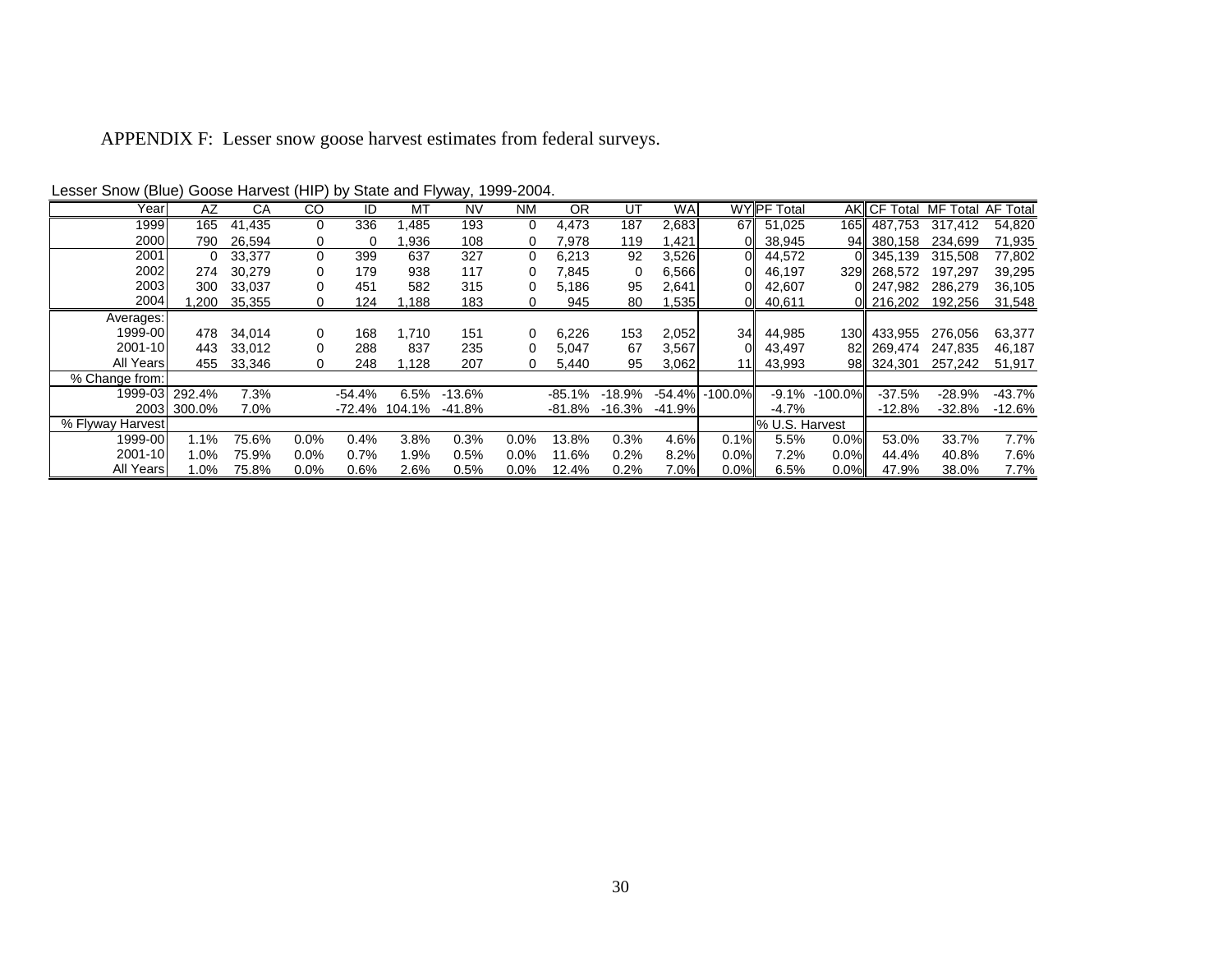APPENDIX F: Lesser snow goose harvest estimates from federal surveys.

Lesser Snow (Blue) Goose Harvest (HIP) by State and Flyway, 1999-2004.

| Year | AZ | CA | CO | ID | MT | NV | NM | OR | UT | WA | WY | PF Total | AK | CF Total | MF Total | AF Total |
|---|---|---|---|---|---|---|---|---|---|---|---|---|---|---|---|---|
| 1999 | 165 | 41,435 | 0 | 336 | 1,485 | 193 | 0 | 4,473 | 187 | 2,683 | 67 | 51,025 | 165 | 487,753 | 317,412 | 54,820 |
| 2000 | 790 | 26,594 | 0 | 0 | 1,936 | 108 | 0 | 7,978 | 119 | 1,421 | 0 | 38,945 | 94 | 380,158 | 234,699 | 71,935 |
| 2001 | 0 | 33,377 | 0 | 399 | 637 | 327 | 0 | 6,213 | 92 | 3,526 | 0 | 44,572 | 0 | 345,139 | 315,508 | 77,802 |
| 2002 | 274 | 30,279 | 0 | 179 | 938 | 117 | 0 | 7,845 | 0 | 6,566 | 0 | 46,197 | 329 | 268,572 | 197,297 | 39,295 |
| 2003 | 300 | 33,037 | 0 | 451 | 582 | 315 | 0 | 5,186 | 95 | 2,641 | 0 | 42,607 | 0 | 247,982 | 286,279 | 36,105 |
| 2004 | 1,200 | 35,355 | 0 | 124 | 1,188 | 183 | 0 | 945 | 80 | 1,535 | 0 | 40,611 | 0 | 216,202 | 192,256 | 31,548 |
| Averages: | | | | | | | | | | | | | | | | |
| 1999-00 | 478 | 34,014 | 0 | 168 | 1,710 | 151 | 0 | 6,226 | 153 | 2,052 | 34 | 44,985 | 130 | 433,955 | 276,056 | 63,377 |
| 2001-10 | 443 | 33,012 | 0 | 288 | 837 | 235 | 0 | 5,047 | 67 | 3,567 | 0 | 43,497 | 82 | 269,474 | 247,835 | 46,187 |
| All Years | 455 | 33,346 | 0 | 248 | 1,128 | 207 | 0 | 5,440 | 95 | 3,062 | 11 | 43,993 | 98 | 324,301 | 257,242 | 51,917 |
| % Change from: | | | | | | | | | | | | | | | | |
| 1999-03 | 292.4% | 7.3% | | -54.4% | 6.5% | -13.6% | | -85.1% | -18.9% | -54.4% | -100.0% | -9.1% | -100.0% | -37.5% | -28.9% | -43.7% |
| 2003 | 300.0% | 7.0% | | -72.4% | 104.1% | -41.8% | | -81.8% | -16.3% | -41.9% | | -4.7% | | -12.8% | -32.8% | -12.6% |
| % Flyway Harvest | | | | | | | | | | | | % U.S. Harvest | | | | |
| 1999-00 | 1.1% | 75.6% | 0.0% | 0.4% | 3.8% | 0.3% | 0.0% | 13.8% | 0.3% | 4.6% | 0.1% | 5.5% | 0.0% | 53.0% | 33.7% | 7.7% |
| 2001-10 | 1.0% | 75.9% | 0.0% | 0.7% | 1.9% | 0.5% | 0.0% | 11.6% | 0.2% | 8.2% | 0.0% | 7.2% | 0.0% | 44.4% | 40.8% | 7.6% |
| All Years | 1.0% | 75.8% | 0.0% | 0.6% | 2.6% | 0.5% | 0.0% | 12.4% | 0.2% | 7.0% | 0.0% | 6.5% | 0.0% | 47.9% | 38.0% | 7.7% |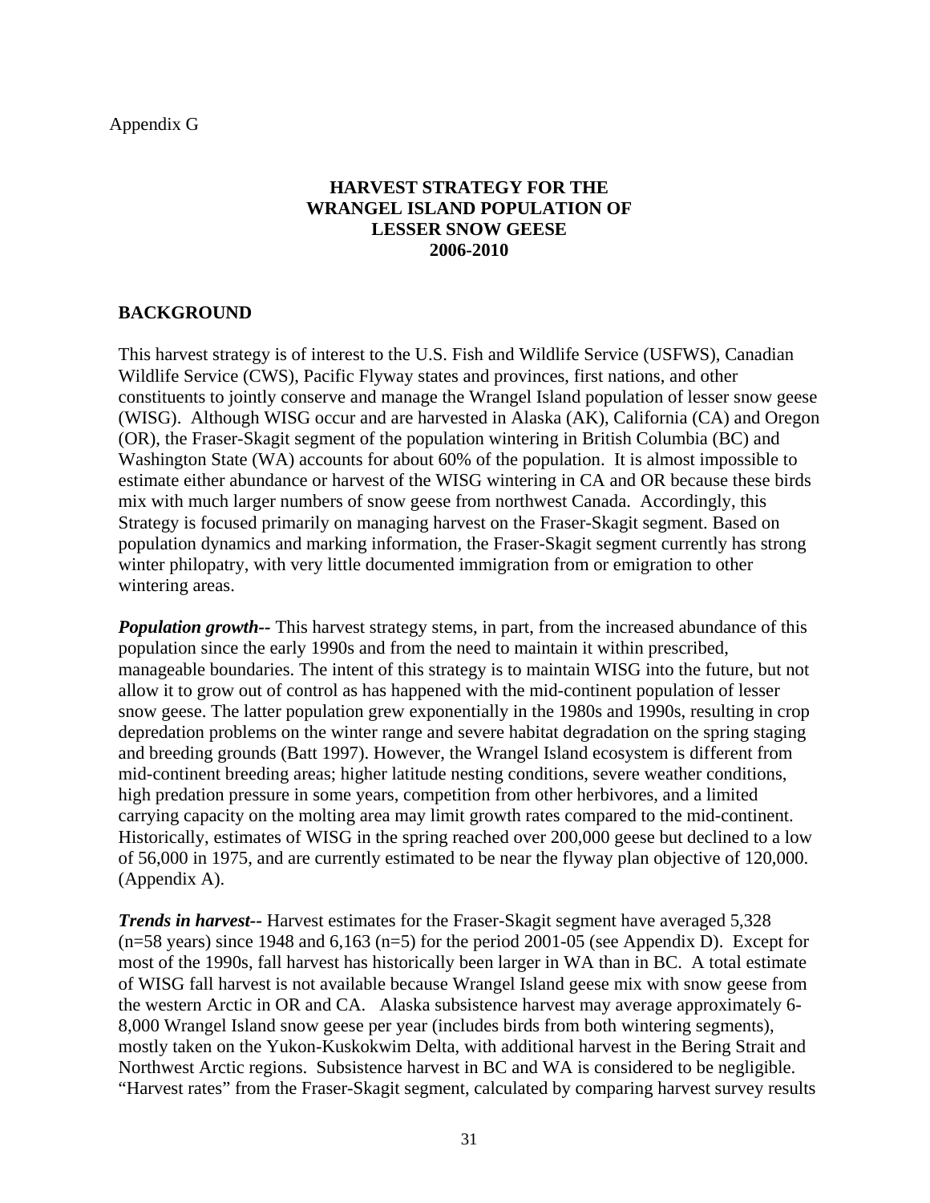Appendix G

## HARVEST STRATEGY FOR THE WRANGEL ISLAND POPULATION OF LESSER SNOW GEESE 2006-2010

### BACKGROUND

This harvest strategy is of interest to the U.S. Fish and Wildlife Service (USFWS), Canadian Wildlife Service (CWS), Pacific Flyway states and provinces, first nations, and other constituents to jointly conserve and manage the Wrangel Island population of lesser snow geese (WISG). Although WISG occur and are harvested in Alaska (AK), California (CA) and Oregon (OR), the Fraser-Skagit segment of the population wintering in British Columbia (BC) and Washington State (WA) accounts for about 60% of the population. It is almost impossible to estimate either abundance or harvest of the WISG wintering in CA and OR because these birds mix with much larger numbers of snow geese from northwest Canada. Accordingly, this Strategy is focused primarily on managing harvest on the Fraser-Skagit segment. Based on population dynamics and marking information, the Fraser-Skagit segment currently has strong winter philopatry, with very little documented immigration from or emigration to other wintering areas.

***Population growth***-- This harvest strategy stems, in part, from the increased abundance of this population since the early 1990s and from the need to maintain it within prescribed, manageable boundaries. The intent of this strategy is to maintain WISG into the future, but not allow it to grow out of control as has happened with the mid-continent population of lesser snow geese. The latter population grew exponentially in the 1980s and 1990s, resulting in crop depredation problems on the winter range and severe habitat degradation on the spring staging and breeding grounds (Batt 1997). However, the Wrangel Island ecosystem is different from mid-continent breeding areas; higher latitude nesting conditions, severe weather conditions, high predation pressure in some years, competition from other herbivores, and a limited carrying capacity on the molting area may limit growth rates compared to the mid-continent. Historically, estimates of WISG in the spring reached over 200,000 geese but declined to a low of 56,000 in 1975, and are currently estimated to be near the flyway plan objective of 120,000. (Appendix A).

***Trends in harvest--*** Harvest estimates for the Fraser-Skagit segment have averaged 5,328 (n=58 years) since 1948 and 6,163 (n=5) for the period 2001-05 (see Appendix D). Except for most of the 1990s, fall harvest has historically been larger in WA than in BC. A total estimate of WISG fall harvest is not available because Wrangel Island geese mix with snow geese from the western Arctic in OR and CA. Alaska subsistence harvest may average approximately 6-8,000 Wrangel Island snow geese per year (includes birds from both wintering segments), mostly taken on the Yukon-Kuskokwim Delta, with additional harvest in the Bering Strait and Northwest Arctic regions. Subsistence harvest in BC and WA is considered to be negligible. "Harvest rates" from the Fraser-Skagit segment, calculated by comparing harvest survey results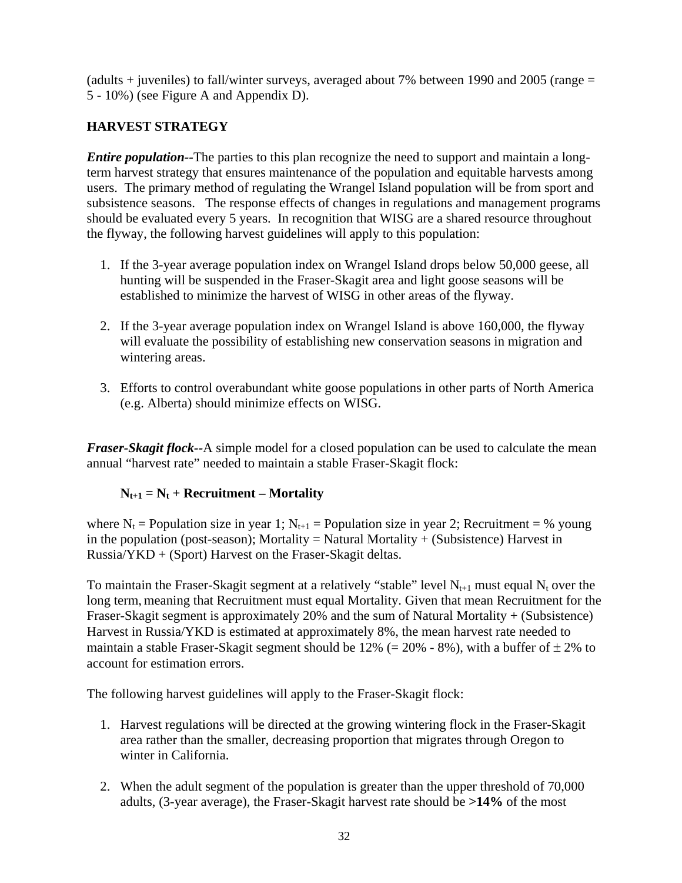(adults + juveniles) to fall/winter surveys, averaged about 7% between 1990 and 2005 (range = 5 - 10%) (see Figure A and Appendix D).

## HARVEST STRATEGY

***Entire population--***The parties to this plan recognize the need to support and maintain a long-term harvest strategy that ensures maintenance of the population and equitable harvests among users. The primary method of regulating the Wrangel Island population will be from sport and subsistence seasons. The response effects of changes in regulations and management programs should be evaluated every 5 years. In recognition that WISG are a shared resource throughout the flyway, the following harvest guidelines will apply to this population:

1. If the 3-year average population index on Wrangel Island drops below 50,000 geese, all hunting will be suspended in the Fraser-Skagit area and light goose seasons will be established to minimize the harvest of WISG in other areas of the flyway.

2. If the 3-year average population index on Wrangel Island is above 160,000, the flyway will evaluate the possibility of establishing new conservation seasons in migration and wintering areas.

3. Efforts to control overabundant white goose populations in other parts of North America (e.g. Alberta) should minimize effects on WISG.

***Fraser-Skagit flock--***A simple model for a closed population can be used to calculate the mean annual "harvest rate" needed to maintain a stable Fraser-Skagit flock:

$$\mathbf{N_{t+1} = N_t + Recruitment - Mortality}$$

where $N_t$ = Population size in year 1; $N_{t+1}$ = Population size in year 2; Recruitment = % young in the population (post-season); Mortality = Natural Mortality + (Subsistence) Harvest in Russia/YKD + (Sport) Harvest on the Fraser-Skagit deltas.

To maintain the Fraser-Skagit segment at a relatively "stable" level $N_{t+1}$ must equal $N_t$ over the long term, meaning that Recruitment must equal Mortality. Given that mean Recruitment for the Fraser-Skagit segment is approximately 20% and the sum of Natural Mortality + (Subsistence) Harvest in Russia/YKD is estimated at approximately 8%, the mean harvest rate needed to maintain a stable Fraser-Skagit segment should be 12% (= 20% - 8%), with a buffer of $\pm$ 2% to account for estimation errors.

The following harvest guidelines will apply to the Fraser-Skagit flock:

1. Harvest regulations will be directed at the growing wintering flock in the Fraser-Skagit area rather than the smaller, decreasing proportion that migrates through Oregon to winter in California.

2. When the adult segment of the population is greater than the upper threshold of 70,000 adults, (3-year average), the Fraser-Skagit harvest rate should be **>14%** of the most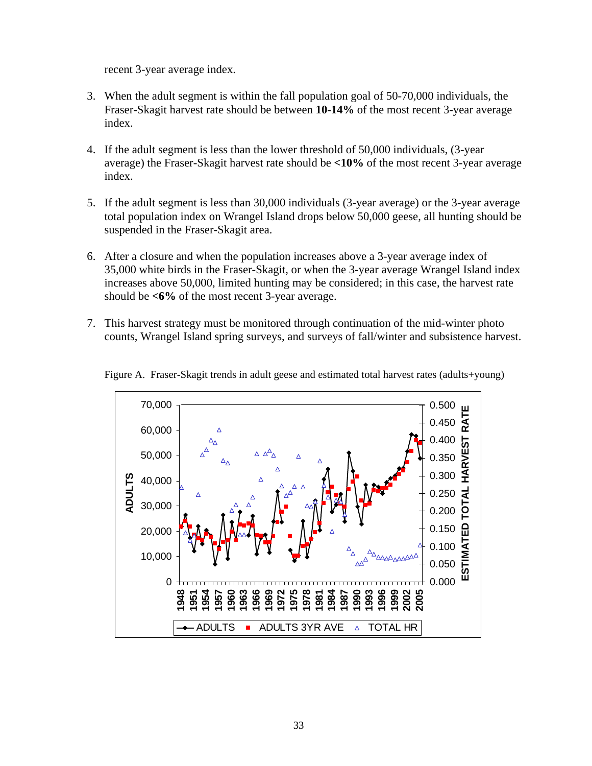recent 3-year average index.

3. When the adult segment is within the fall population goal of 50-70,000 individuals, the Fraser-Skagit harvest rate should be between **10-14%** of the most recent 3-year average index.

4. If the adult segment is less than the lower threshold of 50,000 individuals, (3-year average) the Fraser-Skagit harvest rate should be **<10%** of the most recent 3-year average index.

5. If the adult segment is less than 30,000 individuals (3-year average) or the 3-year average total population index on Wrangel Island drops below 50,000 geese, all hunting should be suspended in the Fraser-Skagit area.

6. After a closure and when the population increases above a 3-year average index of 35,000 white birds in the Fraser-Skagit, or when the 3-year average Wrangel Island index increases above 50,000, limited hunting may be considered; in this case, the harvest rate should be **<6%** of the most recent 3-year average.

7. This harvest strategy must be monitored through continuation of the mid-winter photo counts, Wrangel Island spring surveys, and surveys of fall/winter and subsistence harvest.

Figure A. Fraser-Skagit trends in adult geese and estimated total harvest rates (adults+young)

ADULTS

70,000
60,000
50,000
40,000
30,000
20,000
10,000
0

ESTIMATED TOTAL HARVEST RATE

0.500
0.450
0.400
0.350
0.300
0.250
0.200
0.150
0.100
0.050
0.000

1948 1951 1954 1957 1960 1963 1966 1969 1972 1975 1978 1981 1984 1987 1990 1993 1996 1999 2002 2005

ADULTS
ADULTS 3YR AVE
TOTAL HR